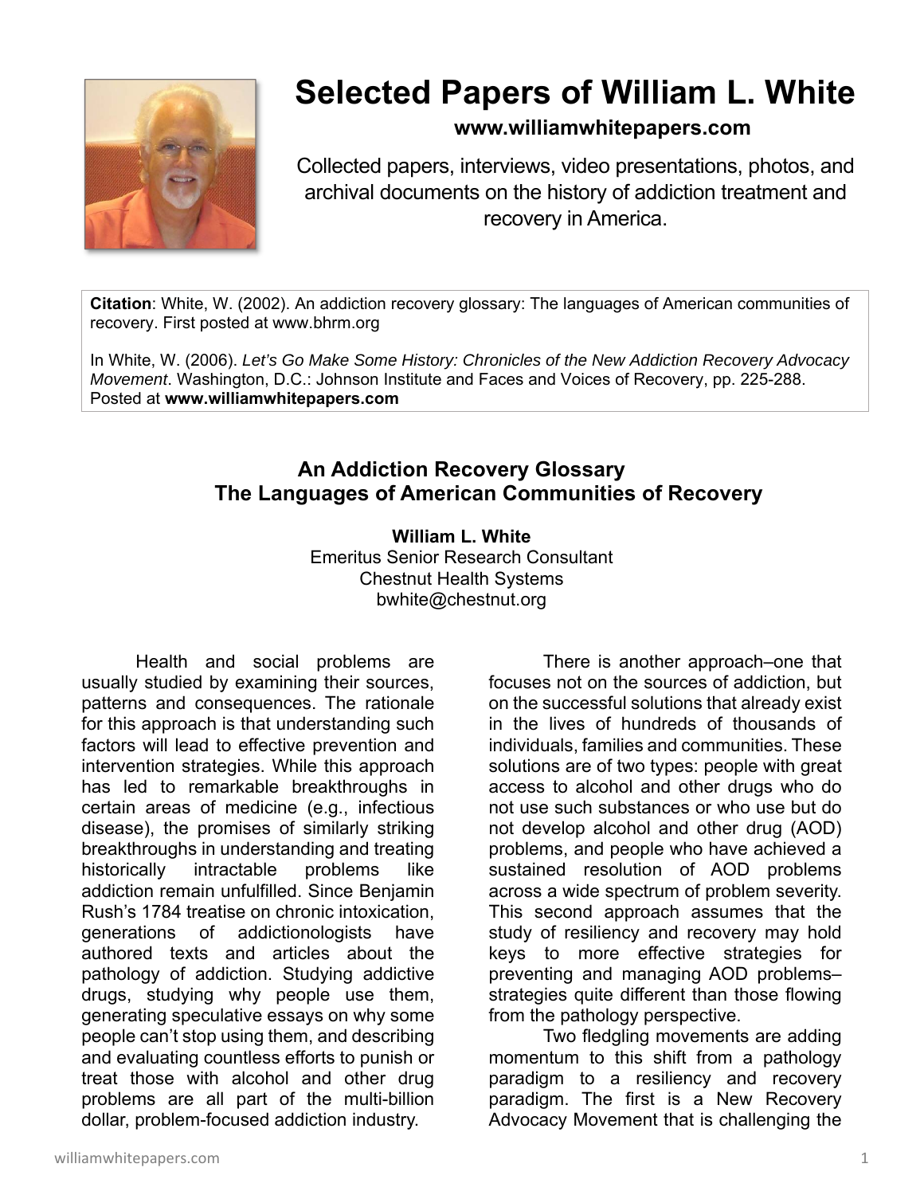# Selected Papers of William L. White

**www.williamwhitepapers.com**

Collected papers, interviews, video presentations, photos, and archival documents on the history of addiction treatment and recovery in America.

**Citation**: White, W. (2002). An addiction recovery glossary: The languages of American communities of recovery. First posted at www.bhrm.org

In White, W. (2006). *Let's Go Make Some History: Chronicles of the New Addiction Recovery Advocacy Movement*. Washington, D.C.: Johnson Institute and Faces and Voices of Recovery, pp. 225-288. Posted at **www.williamwhitepapers.com**

## An Addiction Recovery Glossary
## The Languages of American Communities of Recovery

**William L. White**
Emeritus Senior Research Consultant
Chestnut Health Systems
bwhite@chestnut.org

Health and social problems are usually studied by examining their sources, patterns and consequences. The rationale for this approach is that understanding such factors will lead to effective prevention and intervention strategies. While this approach has led to remarkable breakthroughs in certain areas of medicine (e.g., infectious disease), the promises of similarly striking breakthroughs in understanding and treating historically intractable problems like addiction remain unfulfilled. Since Benjamin Rush's 1784 treatise on chronic intoxication, generations of addictionologists have authored texts and articles about the pathology of addiction. Studying addictive drugs, studying why people use them, generating speculative essays on why some people can't stop using them, and describing and evaluating countless efforts to punish or treat those with alcohol and other drug problems are all part of the multi-billion dollar, problem-focused addiction industry.

There is another approach–one that focuses not on the sources of addiction, but on the successful solutions that already exist in the lives of hundreds of thousands of individuals, families and communities. These solutions are of two types: people with great access to alcohol and other drugs who do not use such substances or who use but do not develop alcohol and other drug (AOD) problems, and people who have achieved a sustained resolution of AOD problems across a wide spectrum of problem severity. This second approach assumes that the study of resiliency and recovery may hold keys to more effective strategies for preventing and managing AOD problems–strategies quite different than those flowing from the pathology perspective.

Two fledgling movements are adding momentum to this shift from a pathology paradigm to a resiliency and recovery paradigm. The first is a New Recovery Advocacy Movement that is challenging the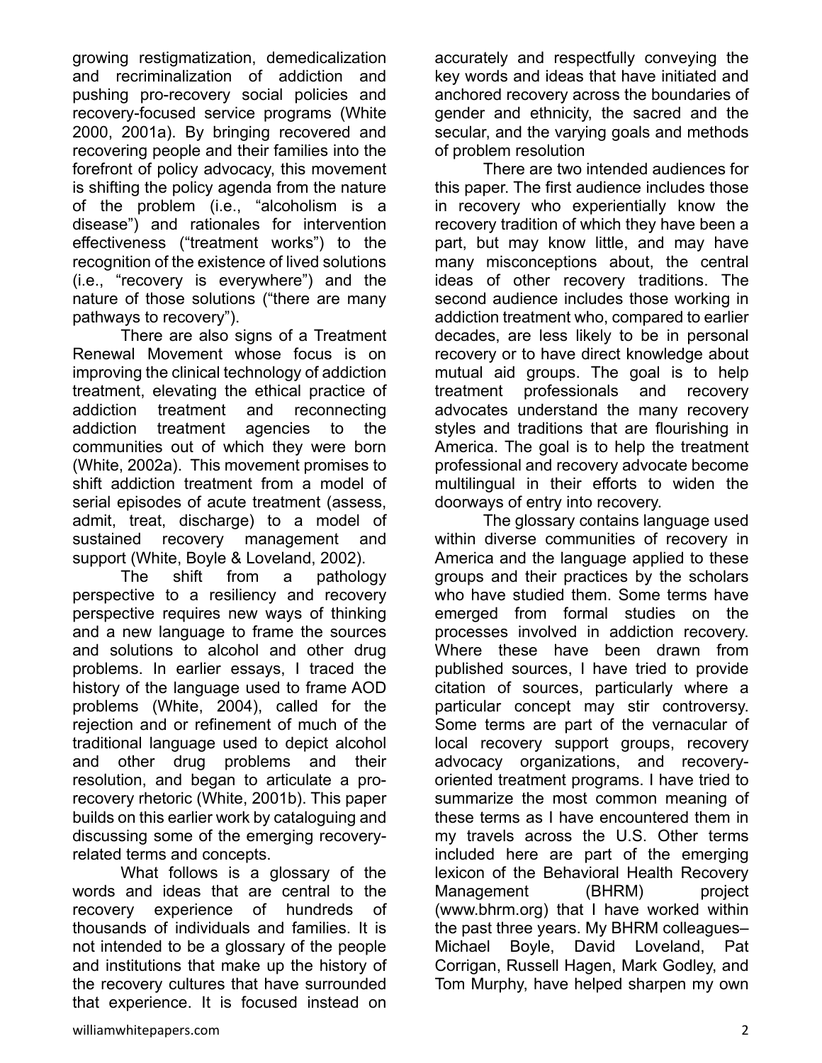growing restigmatization, demedicalization and recriminalization of addiction and pushing pro-recovery social policies and recovery-focused service programs (White 2000, 2001a). By bringing recovered and recovering people and their families into the forefront of policy advocacy, this movement is shifting the policy agenda from the nature of the problem (i.e., "alcoholism is a disease") and rationales for intervention effectiveness ("treatment works") to the recognition of the existence of lived solutions (i.e., "recovery is everywhere") and the nature of those solutions ("there are many pathways to recovery").

There are also signs of a Treatment Renewal Movement whose focus is on improving the clinical technology of addiction treatment, elevating the ethical practice of addiction treatment and reconnecting addiction treatment agencies to the communities out of which they were born (White, 2002a). This movement promises to shift addiction treatment from a model of serial episodes of acute treatment (assess, admit, treat, discharge) to a model of sustained recovery management and support (White, Boyle & Loveland, 2002).

The shift from a pathology perspective to a resiliency and recovery perspective requires new ways of thinking and a new language to frame the sources and solutions to alcohol and other drug problems. In earlier essays, I traced the history of the language used to frame AOD problems (White, 2004), called for the rejection and or refinement of much of the traditional language used to depict alcohol and other drug problems and their resolution, and began to articulate a pro-recovery rhetoric (White, 2001b). This paper builds on this earlier work by cataloguing and discussing some of the emerging recovery-related terms and concepts.

What follows is a glossary of the words and ideas that are central to the recovery experience of hundreds of thousands of individuals and families. It is not intended to be a glossary of the people and institutions that make up the history of the recovery cultures that have surrounded that experience. It is focused instead on accurately and respectfully conveying the key words and ideas that have initiated and anchored recovery across the boundaries of gender and ethnicity, the sacred and the secular, and the varying goals and methods of problem resolution

There are two intended audiences for this paper. The first audience includes those in recovery who experientially know the recovery tradition of which they have been a part, but may know little, and may have many misconceptions about, the central ideas of other recovery traditions. The second audience includes those working in addiction treatment who, compared to earlier decades, are less likely to be in personal recovery or to have direct knowledge about mutual aid groups. The goal is to help treatment professionals and recovery advocates understand the many recovery styles and traditions that are flourishing in America. The goal is to help the treatment professional and recovery advocate become multilingual in their efforts to widen the doorways of entry into recovery.

The glossary contains language used within diverse communities of recovery in America and the language applied to these groups and their practices by the scholars who have studied them. Some terms have emerged from formal studies on the processes involved in addiction recovery. Where these have been drawn from published sources, I have tried to provide citation of sources, particularly where a particular concept may stir controversy. Some terms are part of the vernacular of local recovery support groups, recovery advocacy organizations, and recovery-oriented treatment programs. I have tried to summarize the most common meaning of these terms as I have encountered them in my travels across the U.S. Other terms included here are part of the emerging lexicon of the Behavioral Health Recovery Management (BHRM) project (www.bhrm.org) that I have worked within the past three years. My BHRM colleagues– Michael Boyle, David Loveland, Pat Corrigan, Russell Hagen, Mark Godley, and Tom Murphy, have helped sharpen my own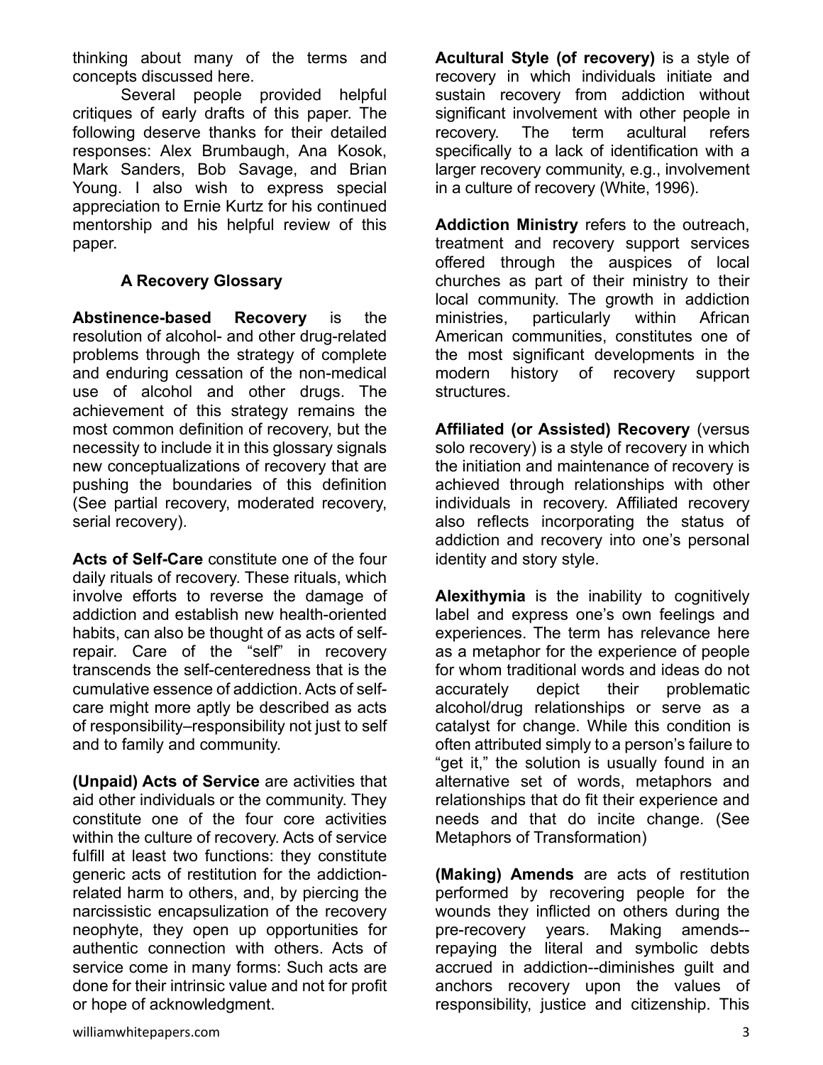thinking about many of the terms and concepts discussed here.

Several people provided helpful critiques of early drafts of this paper. The following deserve thanks for their detailed responses: Alex Brumbaugh, Ana Kosok, Mark Sanders, Bob Savage, and Brian Young. I also wish to express special appreciation to Ernie Kurtz for his continued mentorship and his helpful review of this paper.

## A Recovery Glossary

**Abstinence-based Recovery** is the resolution of alcohol- and other drug-related problems through the strategy of complete and enduring cessation of the non-medical use of alcohol and other drugs. The achievement of this strategy remains the most common definition of recovery, but the necessity to include it in this glossary signals new conceptualizations of recovery that are pushing the boundaries of this definition (See partial recovery, moderated recovery, serial recovery).

**Acts of Self-Care** constitute one of the four daily rituals of recovery. These rituals, which involve efforts to reverse the damage of addiction and establish new health-oriented habits, can also be thought of as acts of self-repair. Care of the "self" in recovery transcends the self-centeredness that is the cumulative essence of addiction. Acts of self-care might more aptly be described as acts of responsibility–responsibility not just to self and to family and community.

**(Unpaid) Acts of Service** are activities that aid other individuals or the community. They constitute one of the four core activities within the culture of recovery. Acts of service fulfill at least two functions: they constitute generic acts of restitution for the addiction-related harm to others, and, by piercing the narcissistic encapsulization of the recovery neophyte, they open up opportunities for authentic connection with others. Acts of service come in many forms: Such acts are done for their intrinsic value and not for profit or hope of acknowledgment.

**Acultural Style (of recovery)** is a style of recovery in which individuals initiate and sustain recovery from addiction without significant involvement with other people in recovery. The term acultural refers specifically to a lack of identification with a larger recovery community, e.g., involvement in a culture of recovery (White, 1996).

**Addiction Ministry** refers to the outreach, treatment and recovery support services offered through the auspices of local churches as part of their ministry to their local community. The growth in addiction ministries, particularly within African American communities, constitutes one of the most significant developments in the modern history of recovery support structures.

**Affiliated (or Assisted) Recovery** (versus solo recovery) is a style of recovery in which the initiation and maintenance of recovery is achieved through relationships with other individuals in recovery. Affiliated recovery also reflects incorporating the status of addiction and recovery into one's personal identity and story style.

**Alexithymia** is the inability to cognitively label and express one's own feelings and experiences. The term has relevance here as a metaphor for the experience of people for whom traditional words and ideas do not accurately depict their problematic alcohol/drug relationships or serve as a catalyst for change. While this condition is often attributed simply to a person's failure to "get it," the solution is usually found in an alternative set of words, metaphors and relationships that do fit their experience and needs and that do incite change. (See Metaphors of Transformation)

**(Making) Amends** are acts of restitution performed by recovering people for the wounds they inflicted on others during the pre-recovery years. Making amends--repaying the literal and symbolic debts accrued in addiction--diminishes guilt and anchors recovery upon the values of responsibility, justice and citizenship. This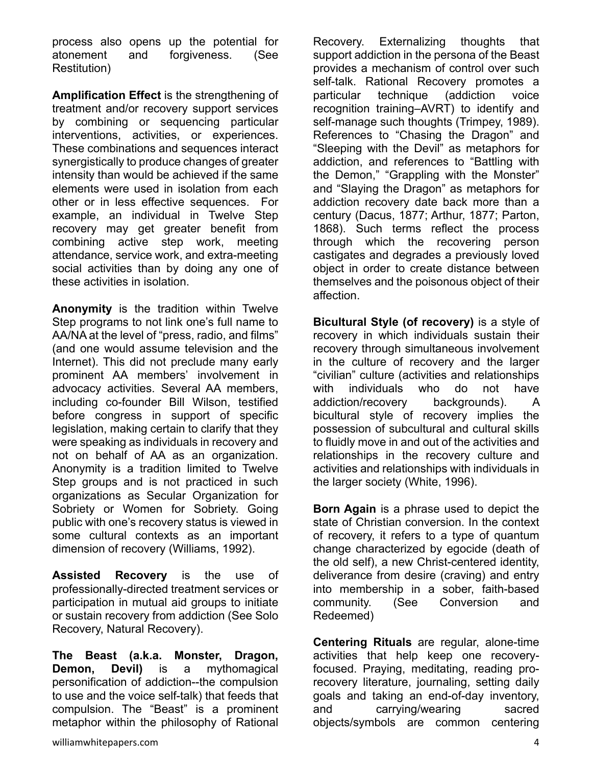process also opens up the potential for atonement and forgiveness. (See Restitution)

**Amplification Effect** is the strengthening of treatment and/or recovery support services by combining or sequencing particular interventions, activities, or experiences. These combinations and sequences interact synergistically to produce changes of greater intensity than would be achieved if the same elements were used in isolation from each other or in less effective sequences. For example, an individual in Twelve Step recovery may get greater benefit from combining active step work, meeting attendance, service work, and extra-meeting social activities than by doing any one of these activities in isolation.

**Anonymity** is the tradition within Twelve Step programs to not link one's full name to AA/NA at the level of "press, radio, and films" (and one would assume television and the Internet). This did not preclude many early prominent AA members' involvement in advocacy activities. Several AA members, including co-founder Bill Wilson, testified before congress in support of specific legislation, making certain to clarify that they were speaking as individuals in recovery and not on behalf of AA as an organization. Anonymity is a tradition limited to Twelve Step groups and is not practiced in such organizations as Secular Organization for Sobriety or Women for Sobriety. Going public with one's recovery status is viewed in some cultural contexts as an important dimension of recovery (Williams, 1992).

**Assisted Recovery** is the use of professionally-directed treatment services or participation in mutual aid groups to initiate or sustain recovery from addiction (See Solo Recovery, Natural Recovery).

**The Beast (a.k.a. Monster, Dragon, Demon, Devil)** is a mythomagical personification of addiction--the compulsion to use and the voice self-talk) that feeds that compulsion. The "Beast" is a prominent metaphor within the philosophy of Rational Recovery. Externalizing thoughts that support addiction in the persona of the Beast provides a mechanism of control over such self-talk. Rational Recovery promotes a particular technique (addiction voice recognition training–AVRT) to identify and self-manage such thoughts (Trimpey, 1989). References to "Chasing the Dragon" and "Sleeping with the Devil" as metaphors for addiction, and references to "Battling with the Demon," "Grappling with the Monster" and "Slaying the Dragon" as metaphors for addiction recovery date back more than a century (Dacus, 1877; Arthur, 1877; Parton, 1868). Such terms reflect the process through which the recovering person castigates and degrades a previously loved object in order to create distance between themselves and the poisonous object of their affection.

**Bicultural Style (of recovery)** is a style of recovery in which individuals sustain their recovery through simultaneous involvement in the culture of recovery and the larger "civilian" culture (activities and relationships with individuals who do not have addiction/recovery backgrounds). A bicultural style of recovery implies the possession of subcultural and cultural skills to fluidly move in and out of the activities and relationships in the recovery culture and activities and relationships with individuals in the larger society (White, 1996).

**Born Again** is a phrase used to depict the state of Christian conversion. In the context of recovery, it refers to a type of quantum change characterized by egocide (death of the old self), a new Christ-centered identity, deliverance from desire (craving) and entry into membership in a sober, faith-based community. (See Conversion and Redeemed)

**Centering Rituals** are regular, alone-time activities that help keep one recovery-focused. Praying, meditating, reading pro-recovery literature, journaling, setting daily goals and taking an end-of-day inventory, and carrying/wearing sacred objects/symbols are common centering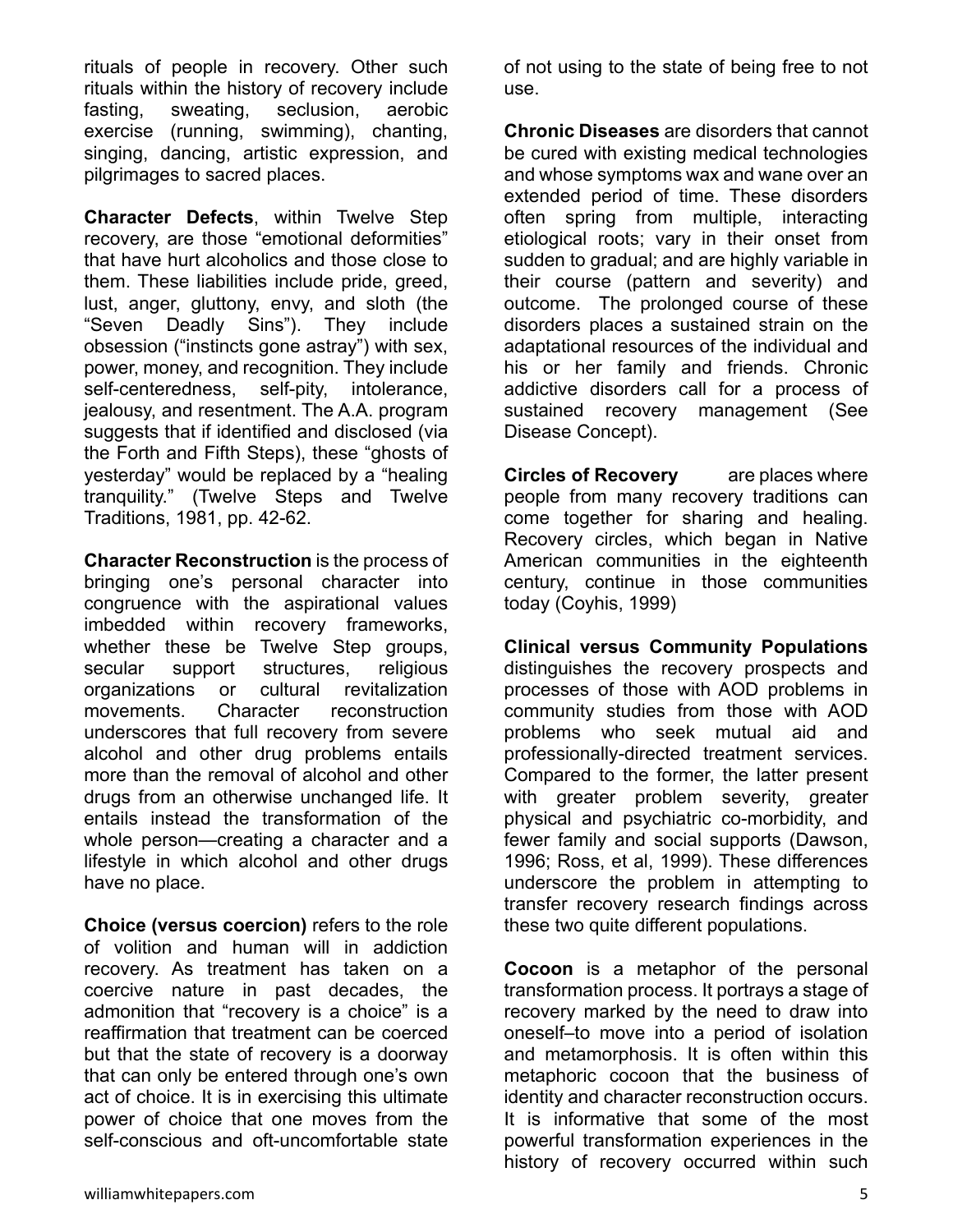rituals of people in recovery. Other such rituals within the history of recovery include fasting, sweating, seclusion, aerobic exercise (running, swimming), chanting, singing, dancing, artistic expression, and pilgrimages to sacred places.

**Character Defects**, within Twelve Step recovery, are those "emotional deformities" that have hurt alcoholics and those close to them. These liabilities include pride, greed, lust, anger, gluttony, envy, and sloth (the "Seven Deadly Sins"). They include obsession ("instincts gone astray") with sex, power, money, and recognition. They include self-centeredness, self-pity, intolerance, jealousy, and resentment. The A.A. program suggests that if identified and disclosed (via the Forth and Fifth Steps), these "ghosts of yesterday" would be replaced by a "healing tranquility." (Twelve Steps and Twelve Traditions, 1981, pp. 42-62.

**Character Reconstruction** is the process of bringing one's personal character into congruence with the aspirational values imbedded within recovery frameworks, whether these be Twelve Step groups, secular support structures, religious organizations or cultural revitalization movements. Character reconstruction underscores that full recovery from severe alcohol and other drug problems entails more than the removal of alcohol and other drugs from an otherwise unchanged life. It entails instead the transformation of the whole person—creating a character and a lifestyle in which alcohol and other drugs have no place.

**Choice (versus coercion)** refers to the role of volition and human will in addiction recovery. As treatment has taken on a coercive nature in past decades, the admonition that "recovery is a choice" is a reaffirmation that treatment can be coerced but that the state of recovery is a doorway that can only be entered through one's own act of choice. It is in exercising this ultimate power of choice that one moves from the self-conscious and oft-uncomfortable state of not using to the state of being free to not use.

**Chronic Diseases** are disorders that cannot be cured with existing medical technologies and whose symptoms wax and wane over an extended period of time. These disorders often spring from multiple, interacting etiological roots; vary in their onset from sudden to gradual; and are highly variable in their course (pattern and severity) and outcome. The prolonged course of these disorders places a sustained strain on the adaptational resources of the individual and his or her family and friends. Chronic addictive disorders call for a process of sustained recovery management (See Disease Concept).

**Circles of Recovery** are places where people from many recovery traditions can come together for sharing and healing. Recovery circles, which began in Native American communities in the eighteenth century, continue in those communities today (Coyhis, 1999)

**Clinical versus Community Populations** distinguishes the recovery prospects and processes of those with AOD problems in community studies from those with AOD problems who seek mutual aid and professionally-directed treatment services. Compared to the former, the latter present with greater problem severity, greater physical and psychiatric co-morbidity, and fewer family and social supports (Dawson, 1996; Ross, et al, 1999). These differences underscore the problem in attempting to transfer recovery research findings across these two quite different populations.

**Cocoon** is a metaphor of the personal transformation process. It portrays a stage of recovery marked by the need to draw into oneself–to move into a period of isolation and metamorphosis. It is often within this metaphoric cocoon that the business of identity and character reconstruction occurs. It is informative that some of the most powerful transformation experiences in the history of recovery occurred within such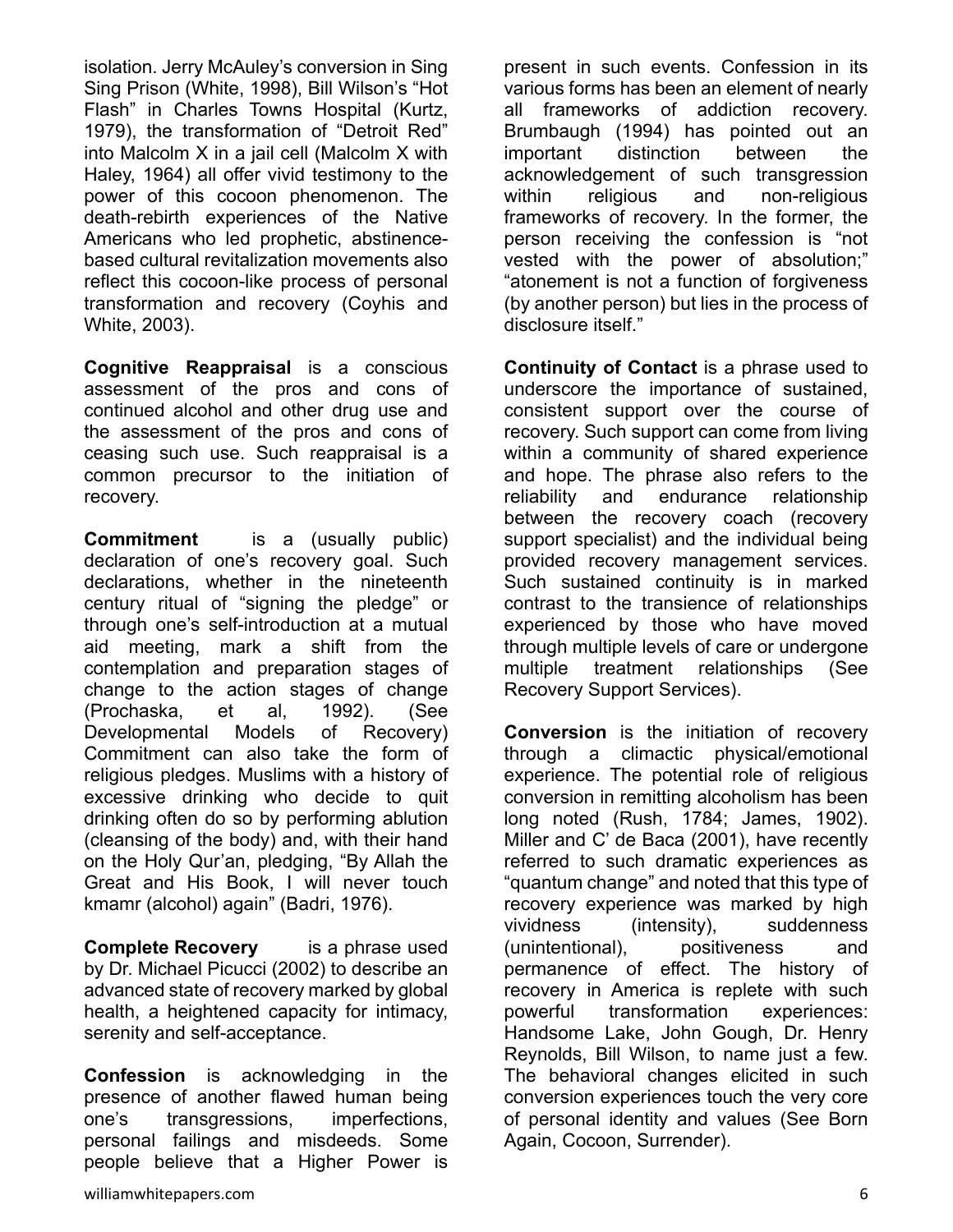isolation. Jerry McAuley's conversion in Sing Sing Prison (White, 1998), Bill Wilson's "Hot Flash" in Charles Towns Hospital (Kurtz, 1979), the transformation of "Detroit Red" into Malcolm X in a jail cell (Malcolm X with Haley, 1964) all offer vivid testimony to the power of this cocoon phenomenon. The death-rebirth experiences of the Native Americans who led prophetic, abstinence-based cultural revitalization movements also reflect this cocoon-like process of personal transformation and recovery (Coyhis and White, 2003).

**Cognitive Reappraisal** is a conscious assessment of the pros and cons of continued alcohol and other drug use and the assessment of the pros and cons of ceasing such use. Such reappraisal is a common precursor to the initiation of recovery.

**Commitment** is a (usually public) declaration of one's recovery goal. Such declarations, whether in the nineteenth century ritual of "signing the pledge" or through one's self-introduction at a mutual aid meeting, mark a shift from the contemplation and preparation stages of change to the action stages of change (Prochaska, et al, 1992). (See Developmental Models of Recovery) Commitment can also take the form of religious pledges. Muslims with a history of excessive drinking who decide to quit drinking often do so by performing ablution (cleansing of the body) and, with their hand on the Holy Qur'an, pledging, "By Allah the Great and His Book, I will never touch kmamr (alcohol) again" (Badri, 1976).

**Complete Recovery** is a phrase used by Dr. Michael Picucci (2002) to describe an advanced state of recovery marked by global health, a heightened capacity for intimacy, serenity and self-acceptance.

**Confession** is acknowledging in the presence of another flawed human being one's transgressions, imperfections, personal failings and misdeeds. Some people believe that a Higher Power is present in such events. Confession in its various forms has been an element of nearly all frameworks of addiction recovery. Brumbaugh (1994) has pointed out an important distinction between the acknowledgement of such transgression within religious and non-religious frameworks of recovery. In the former, the person receiving the confession is "not vested with the power of absolution;" "atonement is not a function of forgiveness (by another person) but lies in the process of disclosure itself."

**Continuity of Contact** is a phrase used to underscore the importance of sustained, consistent support over the course of recovery. Such support can come from living within a community of shared experience and hope. The phrase also refers to the reliability and endurance relationship between the recovery coach (recovery support specialist) and the individual being provided recovery management services. Such sustained continuity is in marked contrast to the transience of relationships experienced by those who have moved through multiple levels of care or undergone multiple treatment relationships (See Recovery Support Services).

**Conversion** is the initiation of recovery through a climactic physical/emotional experience. The potential role of religious conversion in remitting alcoholism has been long noted (Rush, 1784; James, 1902). Miller and C' de Baca (2001), have recently referred to such dramatic experiences as "quantum change" and noted that this type of recovery experience was marked by high vividness (intensity), suddenness (unintentional), positiveness and permanence of effect. The history of recovery in America is replete with such powerful transformation experiences: Handsome Lake, John Gough, Dr. Henry Reynolds, Bill Wilson, to name just a few. The behavioral changes elicited in such conversion experiences touch the very core of personal identity and values (See Born Again, Cocoon, Surrender).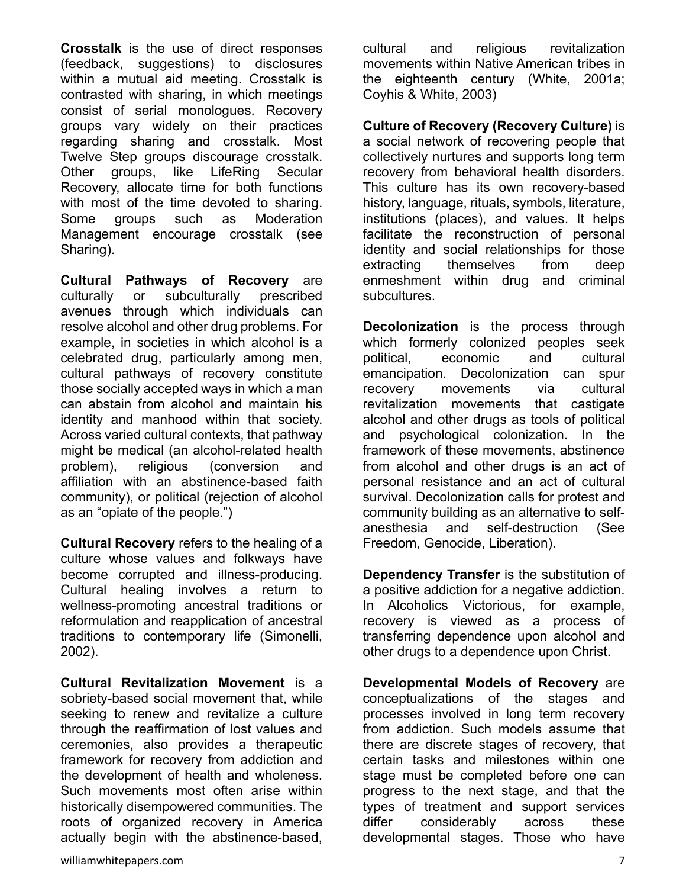**Crosstalk** is the use of direct responses (feedback, suggestions) to disclosures within a mutual aid meeting. Crosstalk is contrasted with sharing, in which meetings consist of serial monologues. Recovery groups vary widely on their practices regarding sharing and crosstalk. Most Twelve Step groups discourage crosstalk. Other groups, like LifeRing Secular Recovery, allocate time for both functions with most of the time devoted to sharing. Some groups such as Moderation Management encourage crosstalk (see Sharing).

**Cultural Pathways of Recovery** are culturally or subculturally prescribed avenues through which individuals can resolve alcohol and other drug problems. For example, in societies in which alcohol is a celebrated drug, particularly among men, cultural pathways of recovery constitute those socially accepted ways in which a man can abstain from alcohol and maintain his identity and manhood within that society. Across varied cultural contexts, that pathway might be medical (an alcohol-related health problem), religious (conversion and affiliation with an abstinence-based faith community), or political (rejection of alcohol as an "opiate of the people.")

**Cultural Recovery** refers to the healing of a culture whose values and folkways have become corrupted and illness-producing. Cultural healing involves a return to wellness-promoting ancestral traditions or reformulation and reapplication of ancestral traditions to contemporary life (Simonelli, 2002).

**Cultural Revitalization Movement** is a sobriety-based social movement that, while seeking to renew and revitalize a culture through the reaffirmation of lost values and ceremonies, also provides a therapeutic framework for recovery from addiction and the development of health and wholeness. Such movements most often arise within historically disempowered communities. The roots of organized recovery in America actually begin with the abstinence-based, cultural and religious revitalization movements within Native American tribes in the eighteenth century (White, 2001a; Coyhis & White, 2003)

**Culture of Recovery (Recovery Culture)** is a social network of recovering people that collectively nurtures and supports long term recovery from behavioral health disorders. This culture has its own recovery-based history, language, rituals, symbols, literature, institutions (places), and values. It helps facilitate the reconstruction of personal identity and social relationships for those extracting themselves from deep enmeshment within drug and criminal subcultures.

**Decolonization** is the process through which formerly colonized peoples seek political, economic and cultural emancipation. Decolonization can spur recovery movements via cultural revitalization movements that castigate alcohol and other drugs as tools of political and psychological colonization. In the framework of these movements, abstinence from alcohol and other drugs is an act of personal resistance and an act of cultural survival. Decolonization calls for protest and community building as an alternative to self-anesthesia and self-destruction (See Freedom, Genocide, Liberation).

**Dependency Transfer** is the substitution of a positive addiction for a negative addiction. In Alcoholics Victorious, for example, recovery is viewed as a process of transferring dependence upon alcohol and other drugs to a dependence upon Christ.

**Developmental Models of Recovery** are conceptualizations of the stages and processes involved in long term recovery from addiction. Such models assume that there are discrete stages of recovery, that certain tasks and milestones within one stage must be completed before one can progress to the next stage, and that the types of treatment and support services differ considerably across these developmental stages. Those who have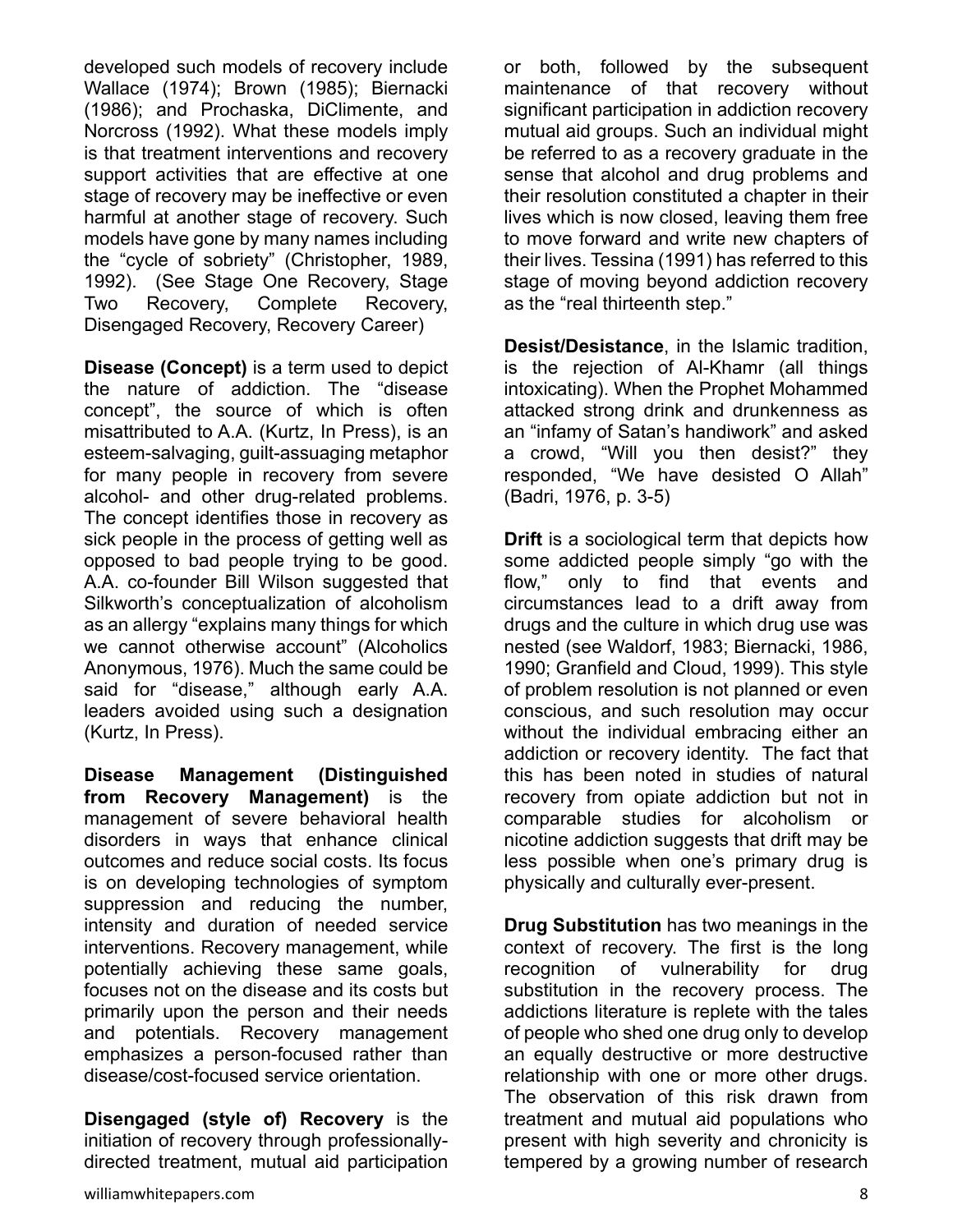developed such models of recovery include Wallace (1974); Brown (1985); Biernacki (1986); and Prochaska, DiClimente, and Norcross (1992). What these models imply is that treatment interventions and recovery support activities that are effective at one stage of recovery may be ineffective or even harmful at another stage of recovery. Such models have gone by many names including the "cycle of sobriety" (Christopher, 1989, 1992). (See Stage One Recovery, Stage Two Recovery, Complete Recovery, Disengaged Recovery, Recovery Career)

**Disease (Concept)** is a term used to depict the nature of addiction. The "disease concept", the source of which is often misattributed to A.A. (Kurtz, In Press), is an esteem-salvaging, guilt-assuaging metaphor for many people in recovery from severe alcohol- and other drug-related problems. The concept identifies those in recovery as sick people in the process of getting well as opposed to bad people trying to be good. A.A. co-founder Bill Wilson suggested that Silkworth's conceptualization of alcoholism as an allergy "explains many things for which we cannot otherwise account" (Alcoholics Anonymous, 1976). Much the same could be said for "disease," although early A.A. leaders avoided using such a designation (Kurtz, In Press).

**Disease Management (Distinguished from Recovery Management)** is the management of severe behavioral health disorders in ways that enhance clinical outcomes and reduce social costs. Its focus is on developing technologies of symptom suppression and reducing the number, intensity and duration of needed service interventions. Recovery management, while potentially achieving these same goals, focuses not on the disease and its costs but primarily upon the person and their needs and potentials. Recovery management emphasizes a person-focused rather than disease/cost-focused service orientation.

**Disengaged (style of) Recovery** is the initiation of recovery through professionally-directed treatment, mutual aid participation or both, followed by the subsequent maintenance of that recovery without significant participation in addiction recovery mutual aid groups. Such an individual might be referred to as a recovery graduate in the sense that alcohol and drug problems and their resolution constituted a chapter in their lives which is now closed, leaving them free to move forward and write new chapters of their lives. Tessina (1991) has referred to this stage of moving beyond addiction recovery as the "real thirteenth step."

**Desist/Desistance**, in the Islamic tradition, is the rejection of Al-Khamr (all things intoxicating). When the Prophet Mohammed attacked strong drink and drunkenness as an "infamy of Satan's handiwork" and asked a crowd, "Will you then desist?" they responded, "We have desisted O Allah" (Badri, 1976, p. 3-5)

**Drift** is a sociological term that depicts how some addicted people simply "go with the flow," only to find that events and circumstances lead to a drift away from drugs and the culture in which drug use was nested (see Waldorf, 1983; Biernacki, 1986, 1990; Granfield and Cloud, 1999). This style of problem resolution is not planned or even conscious, and such resolution may occur without the individual embracing either an addiction or recovery identity. The fact that this has been noted in studies of natural recovery from opiate addiction but not in comparable studies for alcoholism or nicotine addiction suggests that drift may be less possible when one's primary drug is physically and culturally ever-present.

**Drug Substitution** has two meanings in the context of recovery. The first is the long recognition of vulnerability for drug substitution in the recovery process. The addictions literature is replete with the tales of people who shed one drug only to develop an equally destructive or more destructive relationship with one or more other drugs. The observation of this risk drawn from treatment and mutual aid populations who present with high severity and chronicity is tempered by a growing number of research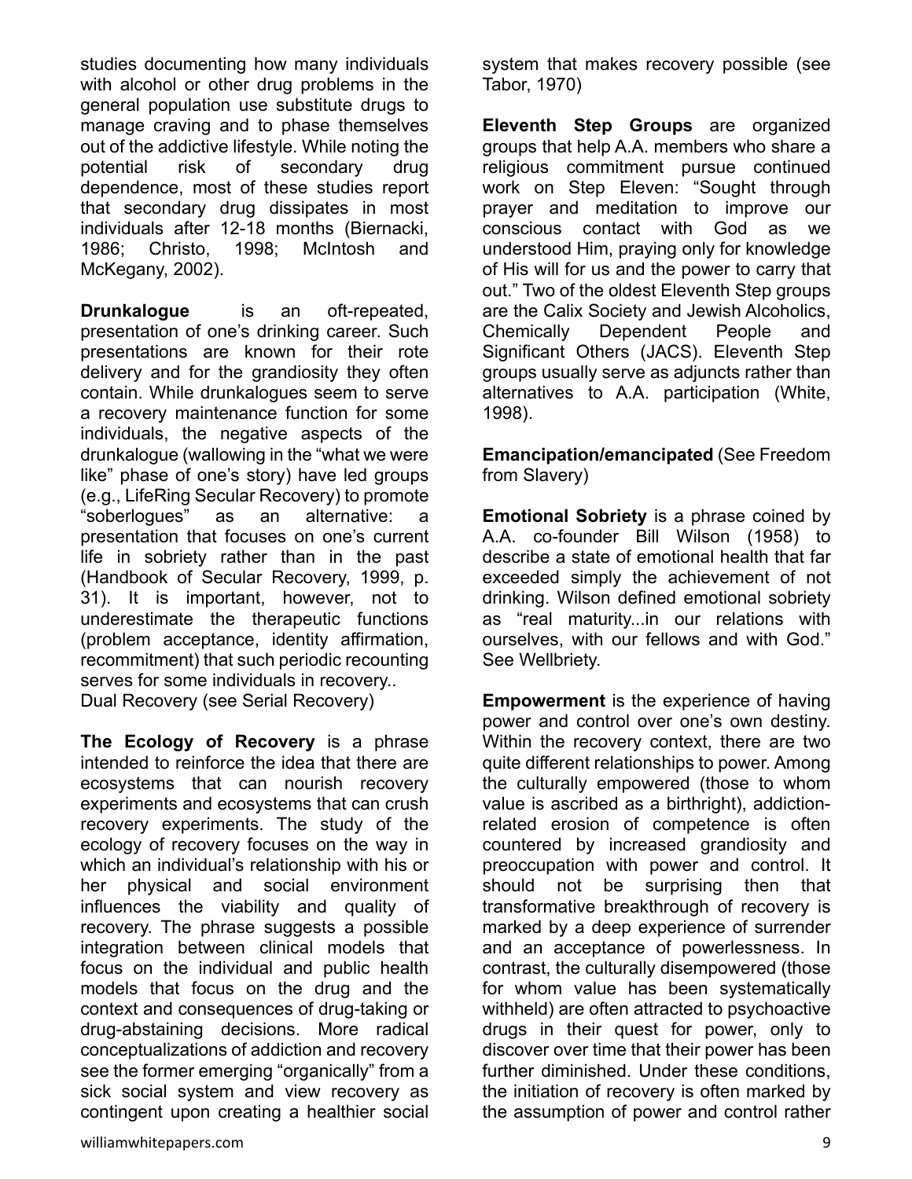studies documenting how many individuals with alcohol or other drug problems in the general population use substitute drugs to manage craving and to phase themselves out of the addictive lifestyle. While noting the potential risk of secondary drug dependence, most of these studies report that secondary drug dissipates in most individuals after 12-18 months (Biernacki, 1986; Christo, 1998; McIntosh and McKegany, 2002).

**Drunkalogue** is an oft-repeated, presentation of one's drinking career. Such presentations are known for their rote delivery and for the grandiosity they often contain. While drunkalogues seem to serve a recovery maintenance function for some individuals, the negative aspects of the drunkalogue (wallowing in the "what we were like" phase of one's story) have led groups (e.g., LifeRing Secular Recovery) to promote "soberlogues" as an alternative: a presentation that focuses on one's current life in sobriety rather than in the past (Handbook of Secular Recovery, 1999, p. 31). It is important, however, not to underestimate the therapeutic functions (problem acceptance, identity affirmation, recommitment) that such periodic recounting serves for some individuals in recovery..

Dual Recovery (see Serial Recovery)

**The Ecology of Recovery** is a phrase intended to reinforce the idea that there are ecosystems that can nourish recovery experiments and ecosystems that can crush recovery experiments. The study of the ecology of recovery focuses on the way in which an individual's relationship with his or her physical and social environment influences the viability and quality of recovery. The phrase suggests a possible integration between clinical models that focus on the individual and public health models that focus on the drug and the context and consequences of drug-taking or drug-abstaining decisions. More radical conceptualizations of addiction and recovery see the former emerging "organically" from a sick social system and view recovery as contingent upon creating a healthier social system that makes recovery possible (see Tabor, 1970)

**Eleventh Step Groups** are organized groups that help A.A. members who share a religious commitment pursue continued work on Step Eleven: "Sought through prayer and meditation to improve our conscious contact with God as we understood Him, praying only for knowledge of His will for us and the power to carry that out." Two of the oldest Eleventh Step groups are the Calix Society and Jewish Alcoholics, Chemically Dependent People and Significant Others (JACS). Eleventh Step groups usually serve as adjuncts rather than alternatives to A.A. participation (White, 1998).

**Emancipation/emancipated** (See Freedom from Slavery)

**Emotional Sobriety** is a phrase coined by A.A. co-founder Bill Wilson (1958) to describe a state of emotional health that far exceeded simply the achievement of not drinking. Wilson defined emotional sobriety as "real maturity...in our relations with ourselves, with our fellows and with God." See Wellbriety.

**Empowerment** is the experience of having power and control over one's own destiny. Within the recovery context, there are two quite different relationships to power. Among the culturally empowered (those to whom value is ascribed as a birthright), addiction-related erosion of competence is often countered by increased grandiosity and preoccupation with power and control. It should not be surprising then that transformative breakthrough of recovery is marked by a deep experience of surrender and an acceptance of powerlessness. In contrast, the culturally disempowered (those for whom value has been systematically withheld) are often attracted to psychoactive drugs in their quest for power, only to discover over time that their power has been further diminished. Under these conditions, the initiation of recovery is often marked by the assumption of power and control rather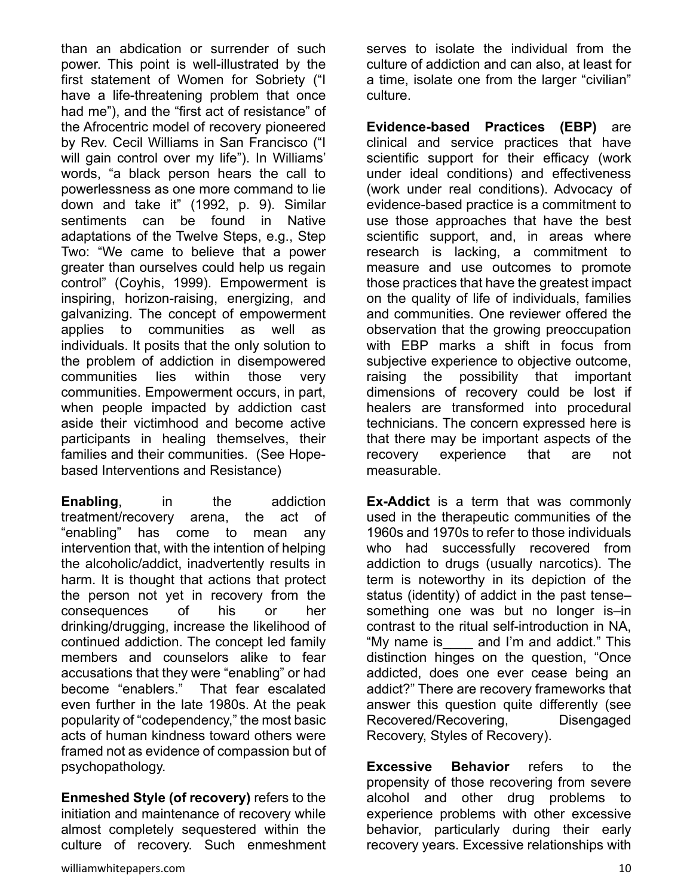than an abdication or surrender of such power. This point is well-illustrated by the first statement of Women for Sobriety ("I have a life-threatening problem that once had me"), and the "first act of resistance" of the Afrocentric model of recovery pioneered by Rev. Cecil Williams in San Francisco ("I will gain control over my life"). In Williams' words, "a black person hears the call to powerlessness as one more command to lie down and take it" (1992, p. 9). Similar sentiments can be found in Native adaptations of the Twelve Steps, e.g., Step Two: "We came to believe that a power greater than ourselves could help us regain control" (Coyhis, 1999). Empowerment is inspiring, horizon-raising, energizing, and galvanizing. The concept of empowerment applies to communities as well as individuals. It posits that the only solution to the problem of addiction in disempowered communities lies within those very communities. Empowerment occurs, in part, when people impacted by addiction cast aside their victimhood and become active participants in healing themselves, their families and their communities. (See Hope-based Interventions and Resistance)

**Enabling**, in the addiction treatment/recovery arena, the act of "enabling" has come to mean any intervention that, with the intention of helping the alcoholic/addict, inadvertently results in harm. It is thought that actions that protect the person not yet in recovery from the consequences of his or her drinking/drugging, increase the likelihood of continued addiction. The concept led family members and counselors alike to fear accusations that they were "enabling" or had become "enablers." That fear escalated even further in the late 1980s. At the peak popularity of "codependency," the most basic acts of human kindness toward others were framed not as evidence of compassion but of psychopathology.

**Enmeshed Style (of recovery)** refers to the initiation and maintenance of recovery while almost completely sequestered within the culture of recovery. Such enmeshment serves to isolate the individual from the culture of addiction and can also, at least for a time, isolate one from the larger "civilian" culture.

**Evidence-based Practices (EBP)** are clinical and service practices that have scientific support for their efficacy (work under ideal conditions) and effectiveness (work under real conditions). Advocacy of evidence-based practice is a commitment to use those approaches that have the best scientific support, and, in areas where research is lacking, a commitment to measure and use outcomes to promote those practices that have the greatest impact on the quality of life of individuals, families and communities. One reviewer offered the observation that the growing preoccupation with EBP marks a shift in focus from subjective experience to objective outcome, raising the possibility that important dimensions of recovery could be lost if healers are transformed into procedural technicians. The concern expressed here is that there may be important aspects of the recovery experience that are not measurable.

**Ex-Addict** is a term that was commonly used in the therapeutic communities of the 1960s and 1970s to refer to those individuals who had successfully recovered from addiction to drugs (usually narcotics). The term is noteworthy in its depiction of the status (identity) of addict in the past tense–something one was but no longer is–in contrast to the ritual self-introduction in NA, "My name is____ and I'm and addict." This distinction hinges on the question, "Once addicted, does one ever cease being an addict?" There are recovery frameworks that answer this question quite differently (see Recovered/Recovering, Disengaged Recovery, Styles of Recovery).

**Excessive Behavior** refers to the propensity of those recovering from severe alcohol and other drug problems to experience problems with other excessive behavior, particularly during their early recovery years. Excessive relationships with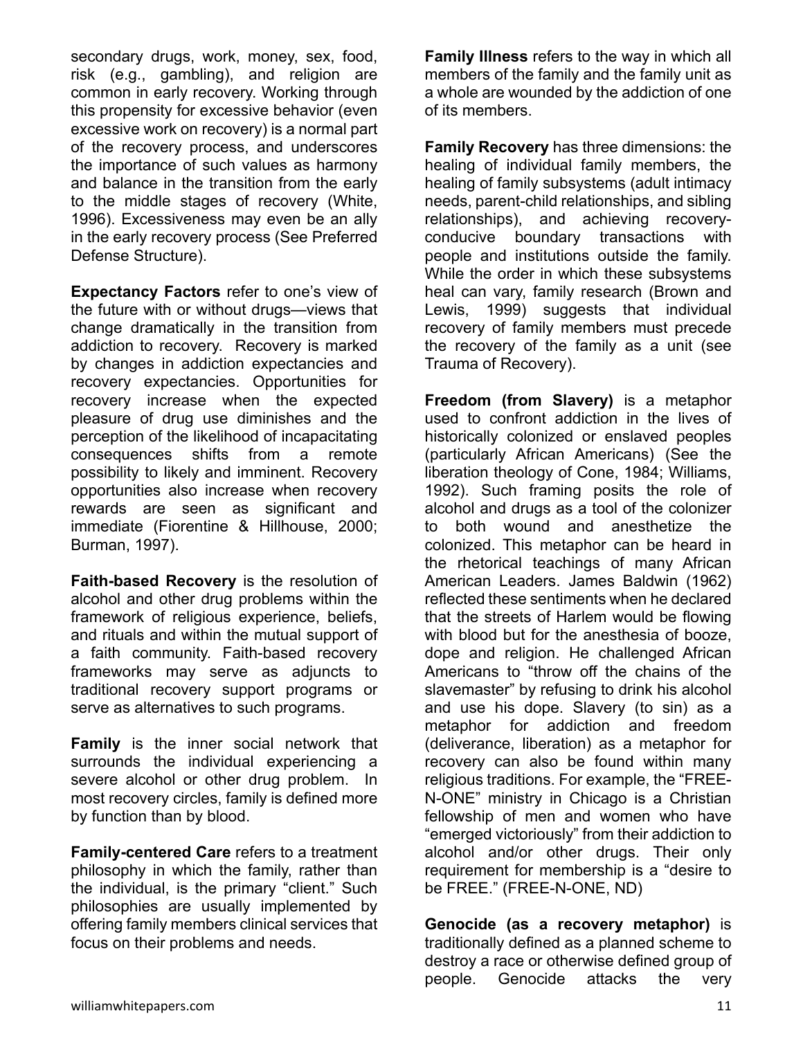secondary drugs, work, money, sex, food, risk (e.g., gambling), and religion are common in early recovery. Working through this propensity for excessive behavior (even excessive work on recovery) is a normal part of the recovery process, and underscores the importance of such values as harmony and balance in the transition from the early to the middle stages of recovery (White, 1996). Excessiveness may even be an ally in the early recovery process (See Preferred Defense Structure).

**Expectancy Factors** refer to one's view of the future with or without drugs—views that change dramatically in the transition from addiction to recovery. Recovery is marked by changes in addiction expectancies and recovery expectancies. Opportunities for recovery increase when the expected pleasure of drug use diminishes and the perception of the likelihood of incapacitating consequences shifts from a remote possibility to likely and imminent. Recovery opportunities also increase when recovery rewards are seen as significant and immediate (Fiorentine & Hillhouse, 2000; Burman, 1997).

**Faith-based Recovery** is the resolution of alcohol and other drug problems within the framework of religious experience, beliefs, and rituals and within the mutual support of a faith community. Faith-based recovery frameworks may serve as adjuncts to traditional recovery support programs or serve as alternatives to such programs.

**Family** is the inner social network that surrounds the individual experiencing a severe alcohol or other drug problem. In most recovery circles, family is defined more by function than by blood.

**Family-centered Care** refers to a treatment philosophy in which the family, rather than the individual, is the primary "client." Such philosophies are usually implemented by offering family members clinical services that focus on their problems and needs.

**Family Illness** refers to the way in which all members of the family and the family unit as a whole are wounded by the addiction of one of its members.

**Family Recovery** has three dimensions: the healing of individual family members, the healing of family subsystems (adult intimacy needs, parent-child relationships, and sibling relationships), and achieving recovery-conducive boundary transactions with people and institutions outside the family. While the order in which these subsystems heal can vary, family research (Brown and Lewis, 1999) suggests that individual recovery of family members must precede the recovery of the family as a unit (see Trauma of Recovery).

**Freedom (from Slavery)** is a metaphor used to confront addiction in the lives of historically colonized or enslaved peoples (particularly African Americans) (See the liberation theology of Cone, 1984; Williams, 1992). Such framing posits the role of alcohol and drugs as a tool of the colonizer to both wound and anesthetize the colonized. This metaphor can be heard in the rhetorical teachings of many African American Leaders. James Baldwin (1962) reflected these sentiments when he declared that the streets of Harlem would be flowing with blood but for the anesthesia of booze, dope and religion. He challenged African Americans to "throw off the chains of the slavemaster" by refusing to drink his alcohol and use his dope. Slavery (to sin) as a metaphor for addiction and freedom (deliverance, liberation) as a metaphor for recovery can also be found within many religious traditions. For example, the "FREE-N-ONE" ministry in Chicago is a Christian fellowship of men and women who have "emerged victoriously" from their addiction to alcohol and/or other drugs. Their only requirement for membership is a "desire to be FREE." (FREE-N-ONE, ND)

**Genocide (as a recovery metaphor)** is traditionally defined as a planned scheme to destroy a race or otherwise defined group of people. Genocide attacks the very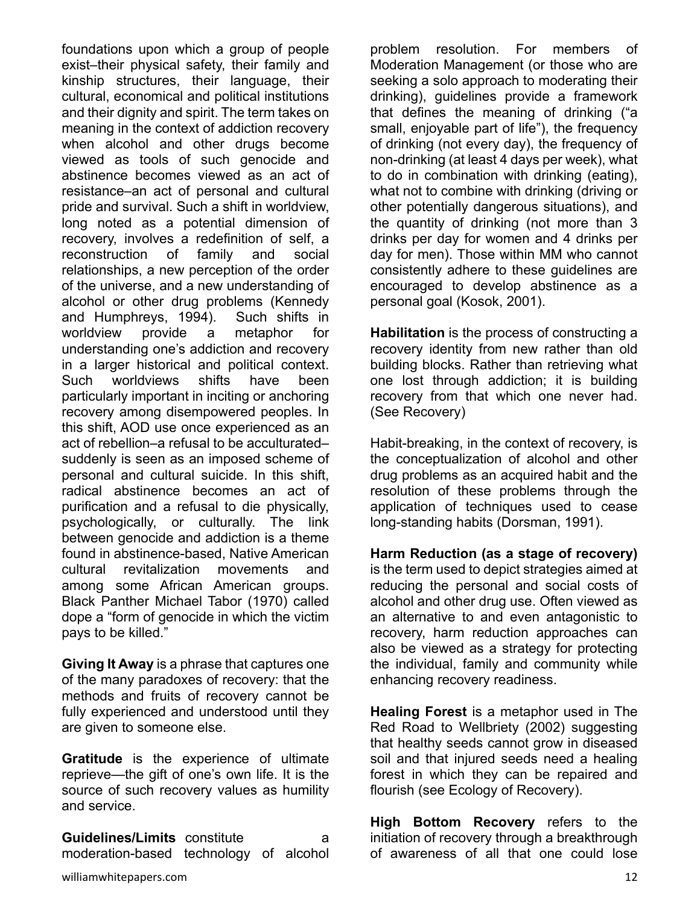foundations upon which a group of people exist–their physical safety, their family and kinship structures, their language, their cultural, economical and political institutions and their dignity and spirit. The term takes on meaning in the context of addiction recovery when alcohol and other drugs become viewed as tools of such genocide and abstinence becomes viewed as an act of resistance–an act of personal and cultural pride and survival. Such a shift in worldview, long noted as a potential dimension of recovery, involves a redefinition of self, a reconstruction of family and social relationships, a new perception of the order of the universe, and a new understanding of alcohol or other drug problems (Kennedy and Humphreys, 1994). Such shifts in worldview provide a metaphor for understanding one's addiction and recovery in a larger historical and political context. Such worldviews shifts have been particularly important in inciting or anchoring recovery among disempowered peoples. In this shift, AOD use once experienced as an act of rebellion–a refusal to be acculturated–suddenly is seen as an imposed scheme of personal and cultural suicide. In this shift, radical abstinence becomes an act of purification and a refusal to die physically, psychologically, or culturally. The link between genocide and addiction is a theme found in abstinence-based, Native American cultural revitalization movements and among some African American groups. Black Panther Michael Tabor (1970) called dope a "form of genocide in which the victim pays to be killed."

**Giving It Away** is a phrase that captures one of the many paradoxes of recovery: that the methods and fruits of recovery cannot be fully experienced and understood until they are given to someone else.

**Gratitude** is the experience of ultimate reprieve—the gift of one's own life. It is the source of such recovery values as humility and service.

**Guidelines/Limits** constitute a moderation-based technology of alcohol problem resolution. For members of Moderation Management (or those who are seeking a solo approach to moderating their drinking), guidelines provide a framework that defines the meaning of drinking ("a small, enjoyable part of life"), the frequency of drinking (not every day), the frequency of non-drinking (at least 4 days per week), what to do in combination with drinking (eating), what not to combine with drinking (driving or other potentially dangerous situations), and the quantity of drinking (not more than 3 drinks per day for women and 4 drinks per day for men). Those within MM who cannot consistently adhere to these guidelines are encouraged to develop abstinence as a personal goal (Kosok, 2001).

**Habilitation** is the process of constructing a recovery identity from new rather than old building blocks. Rather than retrieving what one lost through addiction; it is building recovery from that which one never had. (See Recovery)

Habit-breaking, in the context of recovery, is the conceptualization of alcohol and other drug problems as an acquired habit and the resolution of these problems through the application of techniques used to cease long-standing habits (Dorsman, 1991).

**Harm Reduction (as a stage of recovery)** is the term used to depict strategies aimed at reducing the personal and social costs of alcohol and other drug use. Often viewed as an alternative to and even antagonistic to recovery, harm reduction approaches can also be viewed as a strategy for protecting the individual, family and community while enhancing recovery readiness.

**Healing Forest** is a metaphor used in The Red Road to Wellbriety (2002) suggesting that healthy seeds cannot grow in diseased soil and that injured seeds need a healing forest in which they can be repaired and flourish (see Ecology of Recovery).

**High Bottom Recovery** refers to the initiation of recovery through a breakthrough of awareness of all that one could lose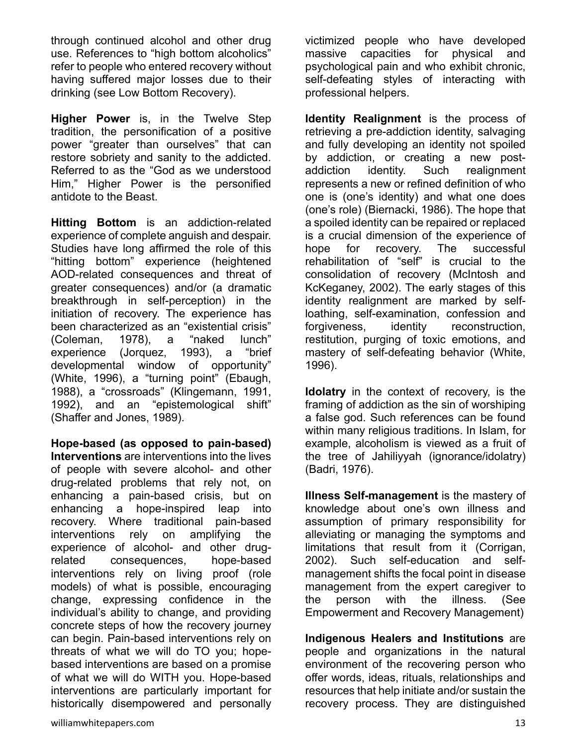through continued alcohol and other drug use. References to "high bottom alcoholics" refer to people who entered recovery without having suffered major losses due to their drinking (see Low Bottom Recovery).

**Higher Power** is, in the Twelve Step tradition, the personification of a positive power "greater than ourselves" that can restore sobriety and sanity to the addicted. Referred to as the "God as we understood Him," Higher Power is the personified antidote to the Beast.

**Hitting Bottom** is an addiction-related experience of complete anguish and despair. Studies have long affirmed the role of this "hitting bottom" experience (heightened AOD-related consequences and threat of greater consequences) and/or (a dramatic breakthrough in self-perception) in the initiation of recovery. The experience has been characterized as an "existential crisis" (Coleman, 1978), a "naked lunch" experience (Jorquez, 1993), a "brief developmental window of opportunity" (White, 1996), a "turning point" (Ebaugh, 1988), a "crossroads" (Klingemann, 1991, 1992), and an "epistemological shift" (Shaffer and Jones, 1989).

**Hope-based (as opposed to pain-based) Interventions** are interventions into the lives of people with severe alcohol- and other drug-related problems that rely not, on enhancing a pain-based crisis, but on enhancing a hope-inspired leap into recovery. Where traditional pain-based interventions rely on amplifying the experience of alcohol- and other drug-related consequences, hope-based interventions rely on living proof (role models) of what is possible, encouraging change, expressing confidence in the individual's ability to change, and providing concrete steps of how the recovery journey can begin. Pain-based interventions rely on threats of what we will do TO you; hope-based interventions are based on a promise of what we will do WITH you. Hope-based interventions are particularly important for historically disempowered and personally victimized people who have developed massive capacities for physical and psychological pain and who exhibit chronic, self-defeating styles of interacting with professional helpers.

**Identity Realignment** is the process of retrieving a pre-addiction identity, salvaging and fully developing an identity not spoiled by addiction, or creating a new post-addiction identity. Such realignment represents a new or refined definition of who one is (one's identity) and what one does (one's role) (Biernacki, 1986). The hope that a spoiled identity can be repaired or replaced is a crucial dimension of the experience of hope for recovery. The successful rehabilitation of "self" is crucial to the consolidation of recovery (McIntosh and KcKeganey, 2002). The early stages of this identity realignment are marked by self-loathing, self-examination, confession and forgiveness, identity reconstruction, restitution, purging of toxic emotions, and mastery of self-defeating behavior (White, 1996).

**Idolatry** in the context of recovery, is the framing of addiction as the sin of worshiping a false god. Such references can be found within many religious traditions. In Islam, for example, alcoholism is viewed as a fruit of the tree of Jahiliyyah (ignorance/idolatry) (Badri, 1976).

**Illness Self-management** is the mastery of knowledge about one's own illness and assumption of primary responsibility for alleviating or managing the symptoms and limitations that result from it (Corrigan, 2002). Such self-education and self-management shifts the focal point in disease management from the expert caregiver to the person with the illness. (See Empowerment and Recovery Management)

**Indigenous Healers and Institutions** are people and organizations in the natural environment of the recovering person who offer words, ideas, rituals, relationships and resources that help initiate and/or sustain the recovery process. They are distinguished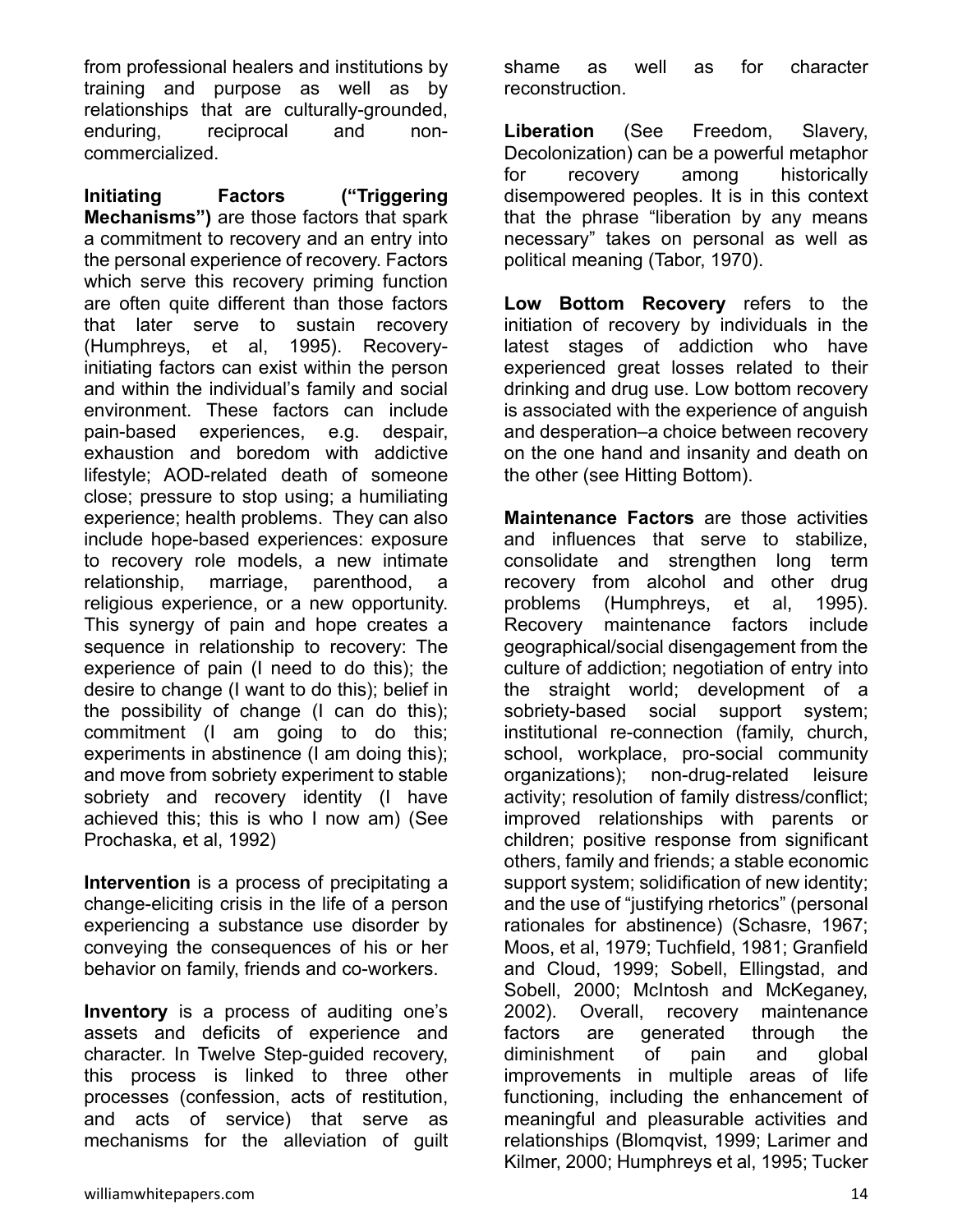from professional healers and institutions by training and purpose as well as by relationships that are culturally-grounded, enduring, reciprocal and non-commercialized.

**Initiating Factors ("Triggering Mechanisms")** are those factors that spark a commitment to recovery and an entry into the personal experience of recovery. Factors which serve this recovery priming function are often quite different than those factors that later serve to sustain recovery (Humphreys, et al, 1995). Recovery-initiating factors can exist within the person and within the individual's family and social environment. These factors can include pain-based experiences, e.g. despair, exhaustion and boredom with addictive lifestyle; AOD-related death of someone close; pressure to stop using; a humiliating experience; health problems. They can also include hope-based experiences: exposure to recovery role models, a new intimate relationship, marriage, parenthood, a religious experience, or a new opportunity. This synergy of pain and hope creates a sequence in relationship to recovery: The experience of pain (I need to do this); the desire to change (I want to do this); belief in the possibility of change (I can do this); commitment (I am going to do this; experiments in abstinence (I am doing this); and move from sobriety experiment to stable sobriety and recovery identity (I have achieved this; this is who I now am) (See Prochaska, et al, 1992)

**Intervention** is a process of precipitating a change-eliciting crisis in the life of a person experiencing a substance use disorder by conveying the consequences of his or her behavior on family, friends and co-workers.

**Inventory** is a process of auditing one's assets and deficits of experience and character. In Twelve Step-guided recovery, this process is linked to three other processes (confession, acts of restitution, and acts of service) that serve as mechanisms for the alleviation of guilt shame as well as for character reconstruction.

**Liberation** (See Freedom, Slavery, Decolonization) can be a powerful metaphor for recovery among historically disempowered peoples. It is in this context that the phrase "liberation by any means necessary" takes on personal as well as political meaning (Tabor, 1970).

**Low Bottom Recovery** refers to the initiation of recovery by individuals in the latest stages of addiction who have experienced great losses related to their drinking and drug use. Low bottom recovery is associated with the experience of anguish and desperation–a choice between recovery on the one hand and insanity and death on the other (see Hitting Bottom).

**Maintenance Factors** are those activities and influences that serve to stabilize, consolidate and strengthen long term recovery from alcohol and other drug problems (Humphreys, et al, 1995). Recovery maintenance factors include geographical/social disengagement from the culture of addiction; negotiation of entry into the straight world; development of a sobriety-based social support system; institutional re-connection (family, church, school, workplace, pro-social community organizations); non-drug-related leisure activity; resolution of family distress/conflict; improved relationships with parents or children; positive response from significant others, family and friends; a stable economic support system; solidification of new identity; and the use of "justifying rhetorics" (personal rationales for abstinence) (Schasre, 1967; Moos, et al, 1979; Tuchfield, 1981; Granfield and Cloud, 1999; Sobell, Ellingstad, and Sobell, 2000; McIntosh and McKeganey, 2002). Overall, recovery maintenance factors are generated through the diminishment of pain and global improvements in multiple areas of life functioning, including the enhancement of meaningful and pleasurable activities and relationships (Blomqvist, 1999; Larimer and Kilmer, 2000; Humphreys et al, 1995; Tucker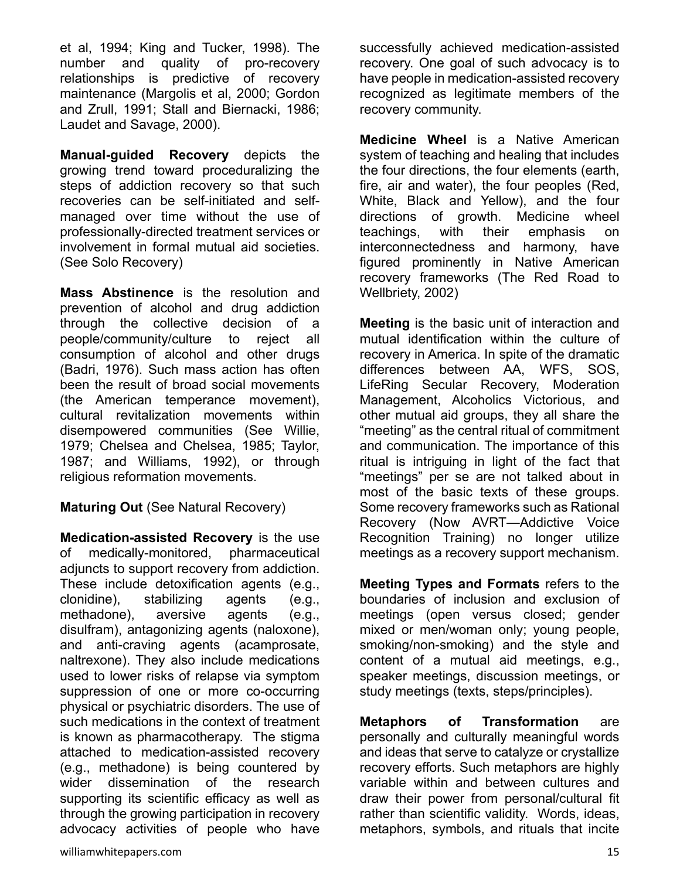et al, 1994; King and Tucker, 1998). The number and quality of pro-recovery relationships is predictive of recovery maintenance (Margolis et al, 2000; Gordon and Zrull, 1991; Stall and Biernacki, 1986; Laudet and Savage, 2000).

**Manual-guided Recovery** depicts the growing trend toward proceduralizing the steps of addiction recovery so that such recoveries can be self-initiated and self-managed over time without the use of professionally-directed treatment services or involvement in formal mutual aid societies. (See Solo Recovery)

**Mass Abstinence** is the resolution and prevention of alcohol and drug addiction through the collective decision of a people/community/culture to reject all consumption of alcohol and other drugs (Badri, 1976). Such mass action has often been the result of broad social movements (the American temperance movement), cultural revitalization movements within disempowered communities (See Willie, 1979; Chelsea and Chelsea, 1985; Taylor, 1987; and Williams, 1992), or through religious reformation movements.

**Maturing Out** (See Natural Recovery)

**Medication-assisted Recovery** is the use of medically-monitored, pharmaceutical adjuncts to support recovery from addiction. These include detoxification agents (e.g., clonidine), stabilizing agents (e.g., methadone), aversive agents (e.g., disulfram), antagonizing agents (naloxone), and anti-craving agents (acamprosate, naltrexone). They also include medications used to lower risks of relapse via symptom suppression of one or more co-occurring physical or psychiatric disorders. The use of such medications in the context of treatment is known as pharmacotherapy. The stigma attached to medication-assisted recovery (e.g., methadone) is being countered by wider dissemination of the research supporting its scientific efficacy as well as through the growing participation in recovery advocacy activities of people who have successfully achieved medication-assisted recovery. One goal of such advocacy is to have people in medication-assisted recovery recognized as legitimate members of the recovery community.

**Medicine Wheel** is a Native American system of teaching and healing that includes the four directions, the four elements (earth, fire, air and water), the four peoples (Red, White, Black and Yellow), and the four directions of growth. Medicine wheel teachings, with their emphasis on interconnectedness and harmony, have figured prominently in Native American recovery frameworks (The Red Road to Wellbriety, 2002)

**Meeting** is the basic unit of interaction and mutual identification within the culture of recovery in America. In spite of the dramatic differences between AA, WFS, SOS, LifeRing Secular Recovery, Moderation Management, Alcoholics Victorious, and other mutual aid groups, they all share the "meeting" as the central ritual of commitment and communication. The importance of this ritual is intriguing in light of the fact that "meetings" per se are not talked about in most of the basic texts of these groups. Some recovery frameworks such as Rational Recovery (Now AVRT—Addictive Voice Recognition Training) no longer utilize meetings as a recovery support mechanism.

**Meeting Types and Formats** refers to the boundaries of inclusion and exclusion of meetings (open versus closed; gender mixed or men/woman only; young people, smoking/non-smoking) and the style and content of a mutual aid meetings, e.g., speaker meetings, discussion meetings, or study meetings (texts, steps/principles).

**Metaphors of Transformation** are personally and culturally meaningful words and ideas that serve to catalyze or crystallize recovery efforts. Such metaphors are highly variable within and between cultures and draw their power from personal/cultural fit rather than scientific validity. Words, ideas, metaphors, symbols, and rituals that incite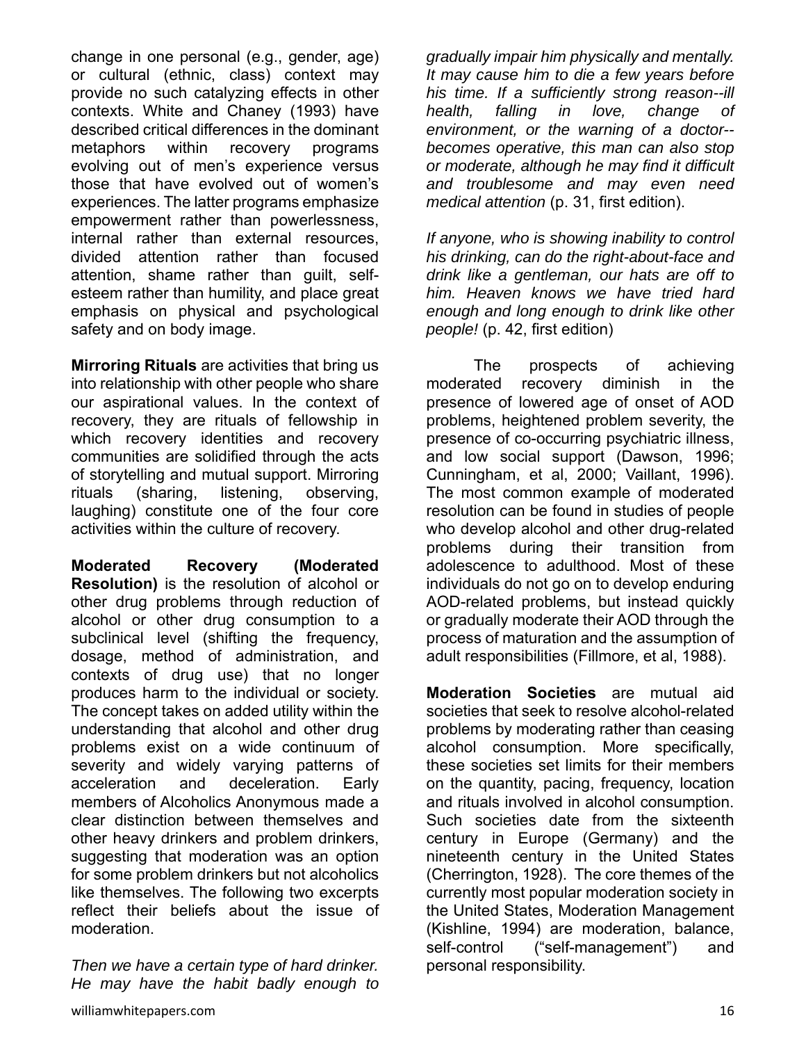change in one personal (e.g., gender, age) or cultural (ethnic, class) context may provide no such catalyzing effects in other contexts. White and Chaney (1993) have described critical differences in the dominant metaphors within recovery programs evolving out of men's experience versus those that have evolved out of women's experiences. The latter programs emphasize empowerment rather than powerlessness, internal rather than external resources, divided attention rather than focused attention, shame rather than guilt, self-esteem rather than humility, and place great emphasis on physical and psychological safety and on body image.

**Mirroring Rituals** are activities that bring us into relationship with other people who share our aspirational values. In the context of recovery, they are rituals of fellowship in which recovery identities and recovery communities are solidified through the acts of storytelling and mutual support. Mirroring rituals (sharing, listening, observing, laughing) constitute one of the four core activities within the culture of recovery.

**Moderated Recovery (Moderated Resolution)** is the resolution of alcohol or other drug problems through reduction of alcohol or other drug consumption to a subclinical level (shifting the frequency, dosage, method of administration, and contexts of drug use) that no longer produces harm to the individual or society. The concept takes on added utility within the understanding that alcohol and other drug problems exist on a wide continuum of severity and widely varying patterns of acceleration and deceleration. Early members of Alcoholics Anonymous made a clear distinction between themselves and other heavy drinkers and problem drinkers, suggesting that moderation was an option for some problem drinkers but not alcoholics like themselves. The following two excerpts reflect their beliefs about the issue of moderation.

*Then we have a certain type of hard drinker. He may have the habit badly enough to gradually impair him physically and mentally. It may cause him to die a few years before his time. If a sufficiently strong reason--ill health, falling in love, change of environment, or the warning of a doctor--becomes operative, this man can also stop or moderate, although he may find it difficult and troublesome and may even need medical attention* (p. 31, first edition).

*If anyone, who is showing inability to control his drinking, can do the right-about-face and drink like a gentleman, our hats are off to him. Heaven knows we have tried hard enough and long enough to drink like other people!* (p. 42, first edition)

The prospects of achieving moderated recovery diminish in the presence of lowered age of onset of AOD problems, heightened problem severity, the presence of co-occurring psychiatric illness, and low social support (Dawson, 1996; Cunningham, et al, 2000; Vaillant, 1996). The most common example of moderated resolution can be found in studies of people who develop alcohol and other drug-related problems during their transition from adolescence to adulthood. Most of these individuals do not go on to develop enduring AOD-related problems, but instead quickly or gradually moderate their AOD through the process of maturation and the assumption of adult responsibilities (Fillmore, et al, 1988).

**Moderation Societies** are mutual aid societies that seek to resolve alcohol-related problems by moderating rather than ceasing alcohol consumption. More specifically, these societies set limits for their members on the quantity, pacing, frequency, location and rituals involved in alcohol consumption. Such societies date from the sixteenth century in Europe (Germany) and the nineteenth century in the United States (Cherrington, 1928). The core themes of the currently most popular moderation society in the United States, Moderation Management (Kishline, 1994) are moderation, balance, self-control ("self-management") and personal responsibility.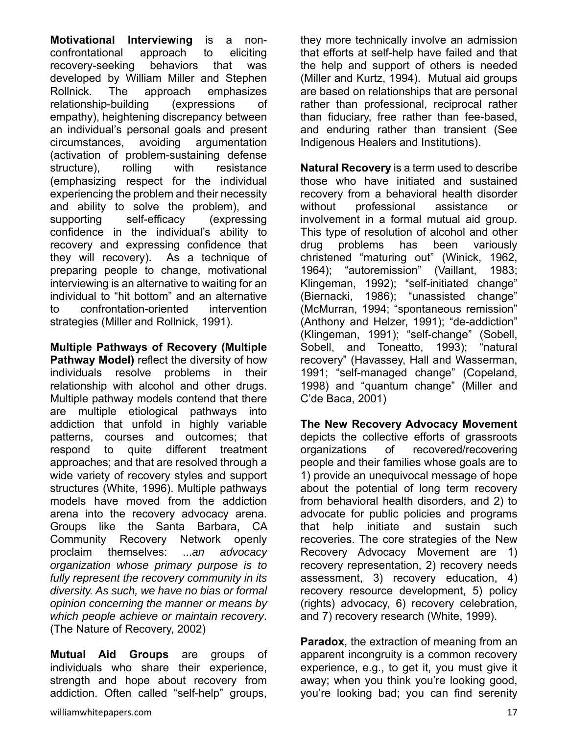**Motivational Interviewing** is a non-confrontational approach to eliciting recovery-seeking behaviors that was developed by William Miller and Stephen Rollnick. The approach emphasizes relationship-building (expressions of empathy), heightening discrepancy between an individual's personal goals and present circumstances, avoiding argumentation (activation of problem-sustaining defense structure), rolling with resistance (emphasizing respect for the individual experiencing the problem and their necessity and ability to solve the problem), and supporting self-efficacy (expressing confidence in the individual's ability to recovery and expressing confidence that they will recovery). As a technique of preparing people to change, motivational interviewing is an alternative to waiting for an individual to "hit bottom" and an alternative to confrontation-oriented intervention strategies (Miller and Rollnick, 1991).

**Multiple Pathways of Recovery (Multiple Pathway Model)** reflect the diversity of how individuals resolve problems in their relationship with alcohol and other drugs. Multiple pathway models contend that there are multiple etiological pathways into addiction that unfold in highly variable patterns, courses and outcomes; that respond to quite different treatment approaches; and that are resolved through a wide variety of recovery styles and support structures (White, 1996). Multiple pathways models have moved from the addiction arena into the recovery advocacy arena. Groups like the Santa Barbara, CA Community Recovery Network openly proclaim themselves: ...*an advocacy organization whose primary purpose is to fully represent the recovery community in its diversity. As such, we have no bias or formal opinion concerning the manner or means by which people achieve or maintain recovery*. (The Nature of Recovery, 2002)

**Mutual Aid Groups** are groups of individuals who share their experience, strength and hope about recovery from addiction. Often called "self-help" groups, they more technically involve an admission that efforts at self-help have failed and that the help and support of others is needed (Miller and Kurtz, 1994). Mutual aid groups are based on relationships that are personal rather than professional, reciprocal rather than fiduciary, free rather than fee-based, and enduring rather than transient (See Indigenous Healers and Institutions).

**Natural Recovery** is a term used to describe those who have initiated and sustained recovery from a behavioral health disorder without professional assistance or involvement in a formal mutual aid group. This type of resolution of alcohol and other drug problems has been variously christened "maturing out" (Winick, 1962, 1964); "autoremission" (Vaillant, 1983; Klingeman, 1992); "self-initiated change" (Biernacki, 1986); "unassisted change" (McMurran, 1994; "spontaneous remission" (Anthony and Helzer, 1991); "de-addiction" (Klingeman, 1991); "self-change" (Sobell, Sobell, and Toneatto, 1993); "natural recovery" (Havassey, Hall and Wasserman, 1991; "self-managed change" (Copeland, 1998) and "quantum change" (Miller and C'de Baca, 2001)

**The New Recovery Advocacy Movement** depicts the collective efforts of grassroots organizations of recovered/recovering people and their families whose goals are to 1) provide an unequivocal message of hope about the potential of long term recovery from behavioral health disorders, and 2) to advocate for public policies and programs that help initiate and sustain such recoveries. The core strategies of the New Recovery Advocacy Movement are 1) recovery representation, 2) recovery needs assessment, 3) recovery education, 4) recovery resource development, 5) policy (rights) advocacy, 6) recovery celebration, and 7) recovery research (White, 1999).

**Paradox**, the extraction of meaning from an apparent incongruity is a common recovery experience, e.g., to get it, you must give it away; when you think you're looking good, you're looking bad; you can find serenity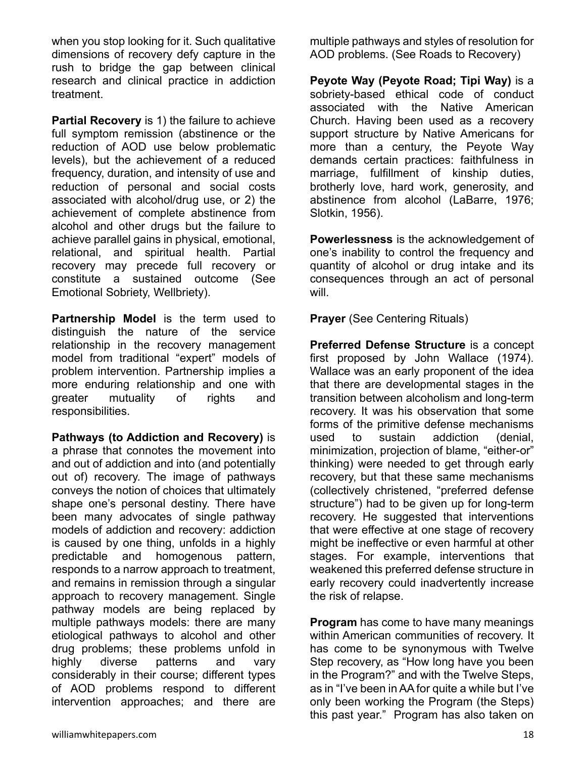when you stop looking for it. Such qualitative dimensions of recovery defy capture in the rush to bridge the gap between clinical research and clinical practice in addiction treatment.

**Partial Recovery** is 1) the failure to achieve full symptom remission (abstinence or the reduction of AOD use below problematic levels), but the achievement of a reduced frequency, duration, and intensity of use and reduction of personal and social costs associated with alcohol/drug use, or 2) the achievement of complete abstinence from alcohol and other drugs but the failure to achieve parallel gains in physical, emotional, relational, and spiritual health. Partial recovery may precede full recovery or constitute a sustained outcome (See Emotional Sobriety, Wellbriety).

**Partnership Model** is the term used to distinguish the nature of the service relationship in the recovery management model from traditional "expert" models of problem intervention. Partnership implies a more enduring relationship and one with greater mutuality of rights and responsibilities.

**Pathways (to Addiction and Recovery)** is a phrase that connotes the movement into and out of addiction and into (and potentially out of) recovery. The image of pathways conveys the notion of choices that ultimately shape one's personal destiny. There have been many advocates of single pathway models of addiction and recovery: addiction is caused by one thing, unfolds in a highly predictable and homogenous pattern, responds to a narrow approach to treatment, and remains in remission through a singular approach to recovery management. Single pathway models are being replaced by multiple pathways models: there are many etiological pathways to alcohol and other drug problems; these problems unfold in highly diverse patterns and vary considerably in their course; different types of AOD problems respond to different intervention approaches; and there are multiple pathways and styles of resolution for AOD problems. (See Roads to Recovery)

**Peyote Way (Peyote Road; Tipi Way)** is a sobriety-based ethical code of conduct associated with the Native American Church. Having been used as a recovery support structure by Native Americans for more than a century, the Peyote Way demands certain practices: faithfulness in marriage, fulfillment of kinship duties, brotherly love, hard work, generosity, and abstinence from alcohol (LaBarre, 1976; Slotkin, 1956).

**Powerlessness** is the acknowledgement of one's inability to control the frequency and quantity of alcohol or drug intake and its consequences through an act of personal will.

**Prayer** (See Centering Rituals)

**Preferred Defense Structure** is a concept first proposed by John Wallace (1974). Wallace was an early proponent of the idea that there are developmental stages in the transition between alcoholism and long-term recovery. It was his observation that some forms of the primitive defense mechanisms used to sustain addiction (denial, minimization, projection of blame, "either-or" thinking) were needed to get through early recovery, but that these same mechanisms (collectively christened, "preferred defense structure") had to be given up for long-term recovery. He suggested that interventions that were effective at one stage of recovery might be ineffective or even harmful at other stages. For example, interventions that weakened this preferred defense structure in early recovery could inadvertently increase the risk of relapse.

**Program** has come to have many meanings within American communities of recovery. It has come to be synonymous with Twelve Step recovery, as "How long have you been in the Program?" and with the Twelve Steps, as in "I've been in AA for quite a while but I've only been working the Program (the Steps) this past year." Program has also taken on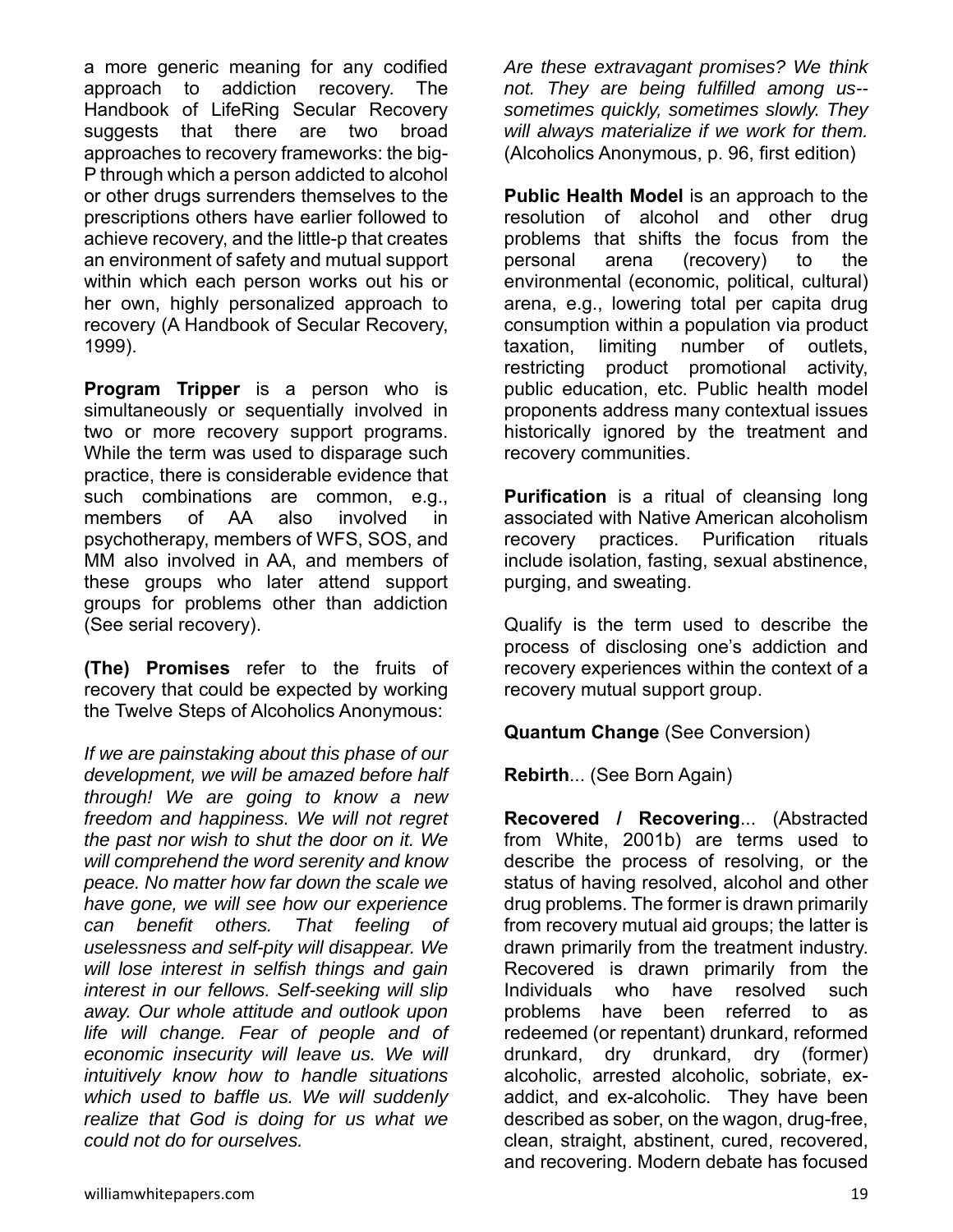a more generic meaning for any codified approach to addiction recovery. The Handbook of LifeRing Secular Recovery suggests that there are two broad approaches to recovery frameworks: the big-P through which a person addicted to alcohol or other drugs surrenders themselves to the prescriptions others have earlier followed to achieve recovery, and the little-p that creates an environment of safety and mutual support within which each person works out his or her own, highly personalized approach to recovery (A Handbook of Secular Recovery, 1999).

**Program Tripper** is a person who is simultaneously or sequentially involved in two or more recovery support programs. While the term was used to disparage such practice, there is considerable evidence that such combinations are common, e.g., members of AA also involved in psychotherapy, members of WFS, SOS, and MM also involved in AA, and members of these groups who later attend support groups for problems other than addiction (See serial recovery).

**(The) Promises** refer to the fruits of recovery that could be expected by working the Twelve Steps of Alcoholics Anonymous:

*If we are painstaking about this phase of our development, we will be amazed before half through! We are going to know a new freedom and happiness. We will not regret the past nor wish to shut the door on it. We will comprehend the word serenity and know peace. No matter how far down the scale we have gone, we will see how our experience can benefit others. That feeling of uselessness and self-pity will disappear. We will lose interest in selfish things and gain interest in our fellows. Self-seeking will slip away. Our whole attitude and outlook upon life will change. Fear of people and of economic insecurity will leave us. We will intuitively know how to handle situations which used to baffle us. We will suddenly realize that God is doing for us what we could not do for ourselves.*

*Are these extravagant promises? We think not. They are being fulfilled among us--sometimes quickly, sometimes slowly. They will always materialize if we work for them.* (Alcoholics Anonymous, p. 96, first edition)

**Public Health Model** is an approach to the resolution of alcohol and other drug problems that shifts the focus from the personal arena (recovery) to the environmental (economic, political, cultural) arena, e.g., lowering total per capita drug consumption within a population via product taxation, limiting number of outlets, restricting product promotional activity, public education, etc. Public health model proponents address many contextual issues historically ignored by the treatment and recovery communities.

**Purification** is a ritual of cleansing long associated with Native American alcoholism recovery practices. Purification rituals include isolation, fasting, sexual abstinence, purging, and sweating.

Qualify is the term used to describe the process of disclosing one's addiction and recovery experiences within the context of a recovery mutual support group.

**Quantum Change** (See Conversion)

**Rebirth**... (See Born Again)

**Recovered / Recovering**... (Abstracted from White, 2001b) are terms used to describe the process of resolving, or the status of having resolved, alcohol and other drug problems. The former is drawn primarily from recovery mutual aid groups; the latter is drawn primarily from the treatment industry. Recovered is drawn primarily from the Individuals who have resolved such problems have been referred to as redeemed (or repentant) drunkard, reformed drunkard, dry drunkard, dry (former) alcoholic, arrested alcoholic, sobriate, ex-addict, and ex-alcoholic. They have been described as sober, on the wagon, drug-free, clean, straight, abstinent, cured, recovered, and recovering. Modern debate has focused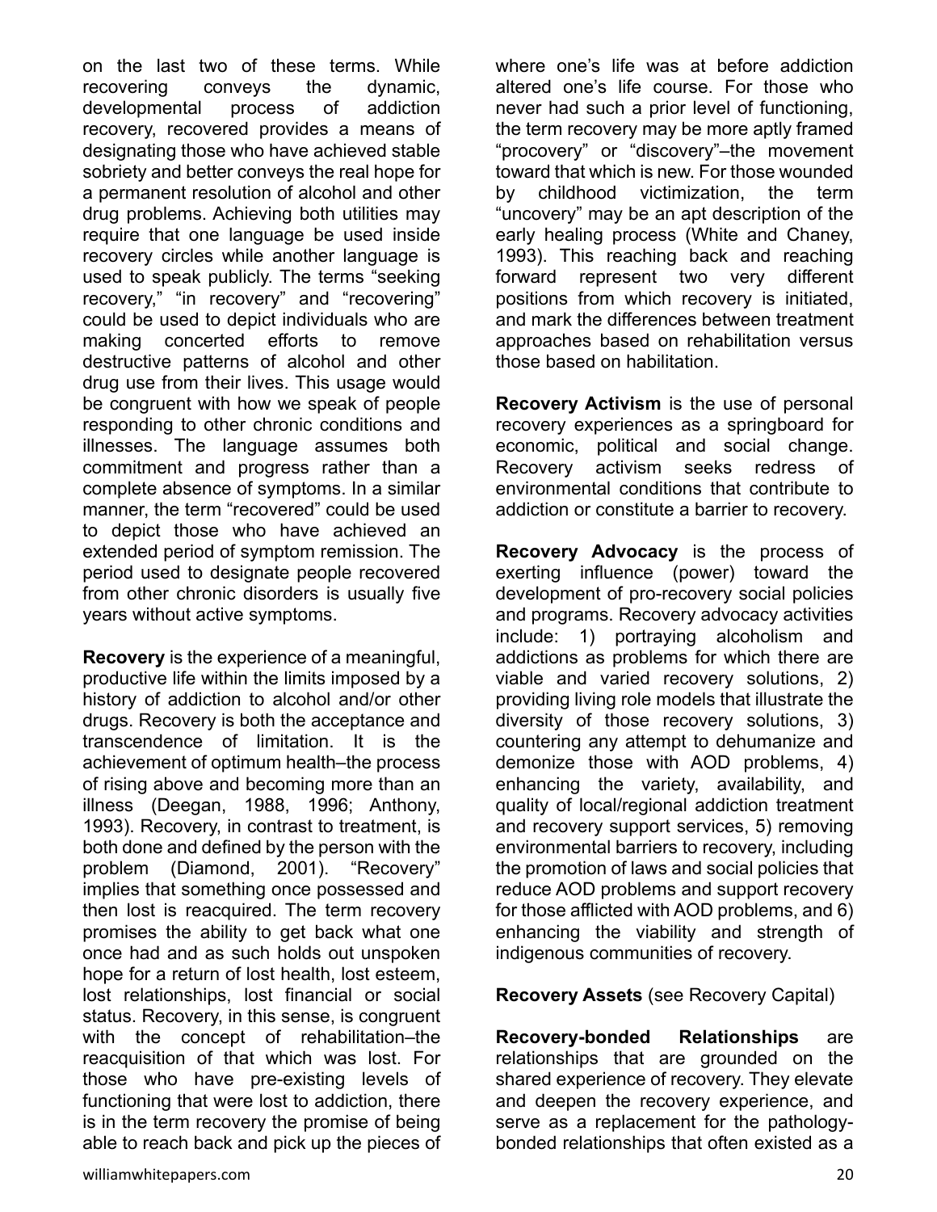on the last two of these terms. While recovering conveys the dynamic, developmental process of addiction recovery, recovered provides a means of designating those who have achieved stable sobriety and better conveys the real hope for a permanent resolution of alcohol and other drug problems. Achieving both utilities may require that one language be used inside recovery circles while another language is used to speak publicly. The terms "seeking recovery," "in recovery" and "recovering" could be used to depict individuals who are making concerted efforts to remove destructive patterns of alcohol and other drug use from their lives. This usage would be congruent with how we speak of people responding to other chronic conditions and illnesses. The language assumes both commitment and progress rather than a complete absence of symptoms. In a similar manner, the term "recovered" could be used to depict those who have achieved an extended period of symptom remission. The period used to designate people recovered from other chronic disorders is usually five years without active symptoms.

**Recovery** is the experience of a meaningful, productive life within the limits imposed by a history of addiction to alcohol and/or other drugs. Recovery is both the acceptance and transcendence of limitation. It is the achievement of optimum health–the process of rising above and becoming more than an illness (Deegan, 1988, 1996; Anthony, 1993). Recovery, in contrast to treatment, is both done and defined by the person with the problem (Diamond, 2001). "Recovery" implies that something once possessed and then lost is reacquired. The term recovery promises the ability to get back what one once had and as such holds out unspoken hope for a return of lost health, lost esteem, lost relationships, lost financial or social status. Recovery, in this sense, is congruent with the concept of rehabilitation–the reacquisition of that which was lost. For those who have pre-existing levels of functioning that were lost to addiction, there is in the term recovery the promise of being able to reach back and pick up the pieces of where one's life was at before addiction altered one's life course. For those who never had such a prior level of functioning, the term recovery may be more aptly framed "procovery" or "discovery"–the movement toward that which is new. For those wounded by childhood victimization, the term "uncovery" may be an apt description of the early healing process (White and Chaney, 1993). This reaching back and reaching forward represent two very different positions from which recovery is initiated, and mark the differences between treatment approaches based on rehabilitation versus those based on habilitation.

**Recovery Activism** is the use of personal recovery experiences as a springboard for economic, political and social change. Recovery activism seeks redress of environmental conditions that contribute to addiction or constitute a barrier to recovery.

**Recovery Advocacy** is the process of exerting influence (power) toward the development of pro-recovery social policies and programs. Recovery advocacy activities include: 1) portraying alcoholism and addictions as problems for which there are viable and varied recovery solutions, 2) providing living role models that illustrate the diversity of those recovery solutions, 3) countering any attempt to dehumanize and demonize those with AOD problems, 4) enhancing the variety, availability, and quality of local/regional addiction treatment and recovery support services, 5) removing environmental barriers to recovery, including the promotion of laws and social policies that reduce AOD problems and support recovery for those afflicted with AOD problems, and 6) enhancing the viability and strength of indigenous communities of recovery.

**Recovery Assets** (see Recovery Capital)

**Recovery-bonded Relationships** are relationships that are grounded on the shared experience of recovery. They elevate and deepen the recovery experience, and serve as a replacement for the pathology-bonded relationships that often existed as a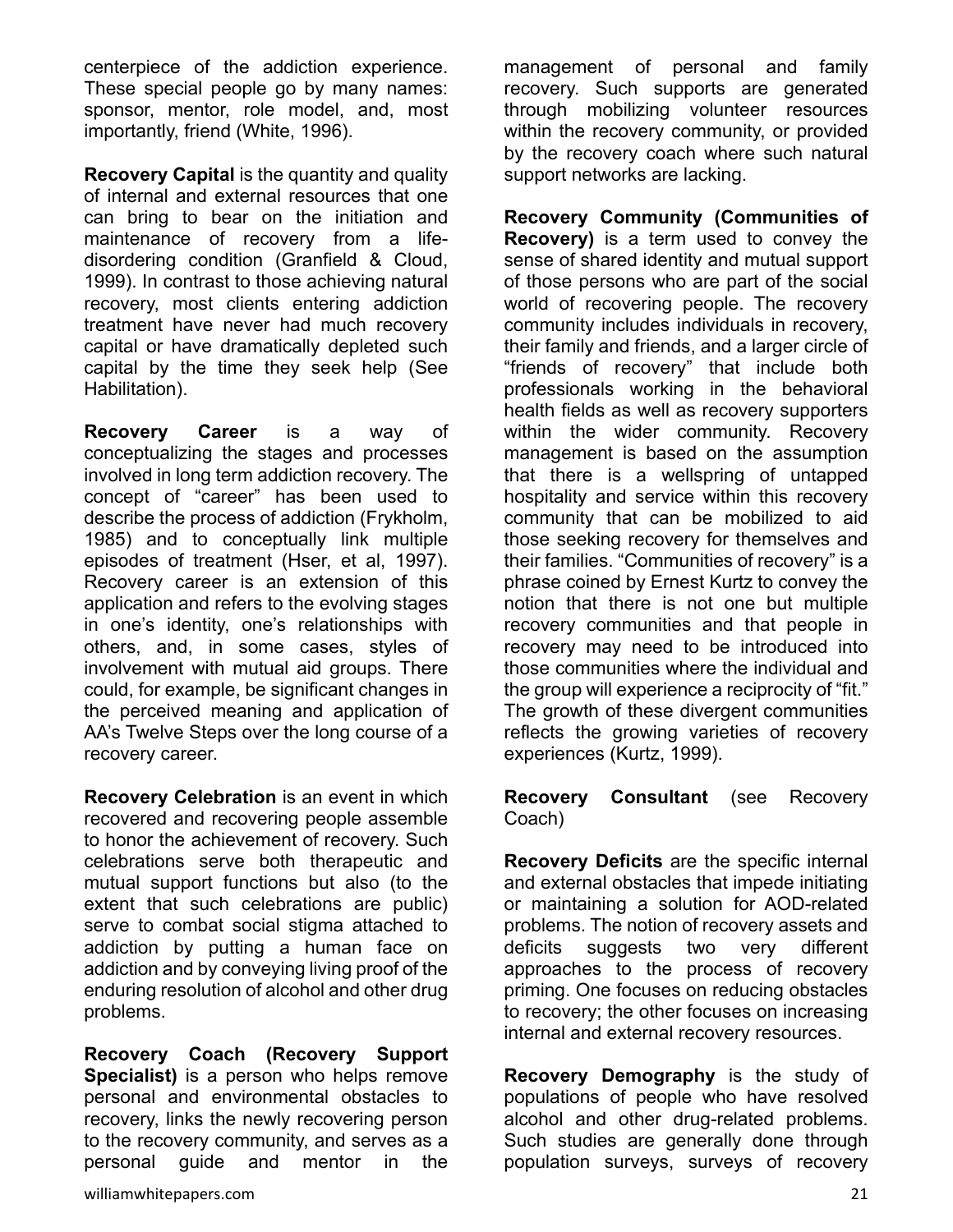centerpiece of the addiction experience. These special people go by many names: sponsor, mentor, role model, and, most importantly, friend (White, 1996).

**Recovery Capital** is the quantity and quality of internal and external resources that one can bring to bear on the initiation and maintenance of recovery from a life-disordering condition (Granfield & Cloud, 1999). In contrast to those achieving natural recovery, most clients entering addiction treatment have never had much recovery capital or have dramatically depleted such capital by the time they seek help (See Habilitation).

**Recovery Career** is a way of conceptualizing the stages and processes involved in long term addiction recovery. The concept of "career" has been used to describe the process of addiction (Frykholm, 1985) and to conceptually link multiple episodes of treatment (Hser, et al, 1997). Recovery career is an extension of this application and refers to the evolving stages in one's identity, one's relationships with others, and, in some cases, styles of involvement with mutual aid groups. There could, for example, be significant changes in the perceived meaning and application of AA's Twelve Steps over the long course of a recovery career.

**Recovery Celebration** is an event in which recovered and recovering people assemble to honor the achievement of recovery. Such celebrations serve both therapeutic and mutual support functions but also (to the extent that such celebrations are public) serve to combat social stigma attached to addiction by putting a human face on addiction and by conveying living proof of the enduring resolution of alcohol and other drug problems.

**Recovery Coach (Recovery Support Specialist)** is a person who helps remove personal and environmental obstacles to recovery, links the newly recovering person to the recovery community, and serves as a personal guide and mentor in the management of personal and family recovery. Such supports are generated through mobilizing volunteer resources within the recovery community, or provided by the recovery coach where such natural support networks are lacking.

**Recovery Community (Communities of Recovery)** is a term used to convey the sense of shared identity and mutual support of those persons who are part of the social world of recovering people. The recovery community includes individuals in recovery, their family and friends, and a larger circle of "friends of recovery" that include both professionals working in the behavioral health fields as well as recovery supporters within the wider community. Recovery management is based on the assumption that there is a wellspring of untapped hospitality and service within this recovery community that can be mobilized to aid those seeking recovery for themselves and their families. "Communities of recovery" is a phrase coined by Ernest Kurtz to convey the notion that there is not one but multiple recovery communities and that people in recovery may need to be introduced into those communities where the individual and the group will experience a reciprocity of "fit." The growth of these divergent communities reflects the growing varieties of recovery experiences (Kurtz, 1999).

**Recovery Consultant** (see Recovery Coach)

**Recovery Deficits** are the specific internal and external obstacles that impede initiating or maintaining a solution for AOD-related problems. The notion of recovery assets and deficits suggests two very different approaches to the process of recovery priming. One focuses on reducing obstacles to recovery; the other focuses on increasing internal and external recovery resources.

**Recovery Demography** is the study of populations of people who have resolved alcohol and other drug-related problems. Such studies are generally done through population surveys, surveys of recovery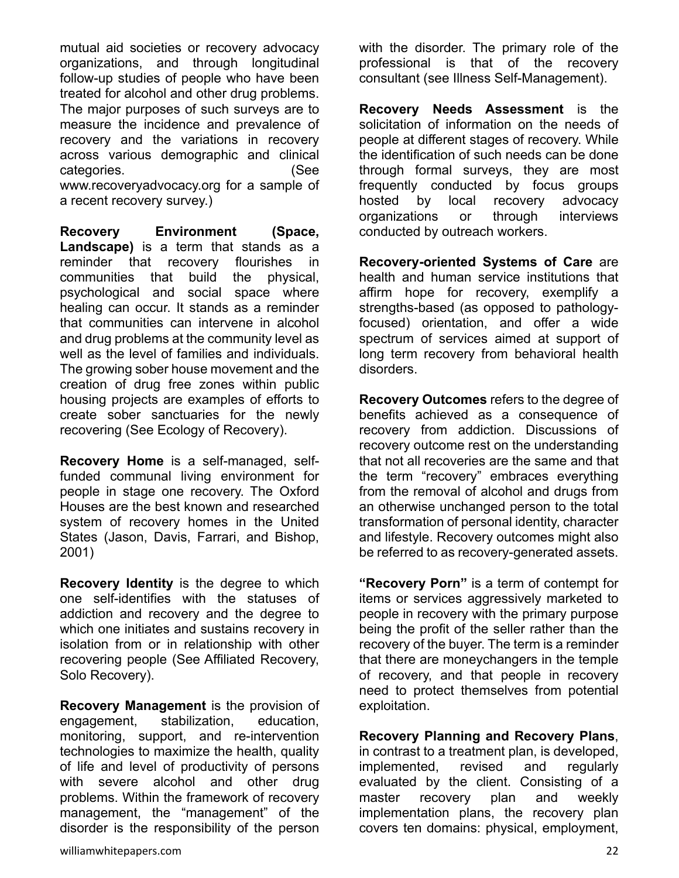mutual aid societies or recovery advocacy organizations, and through longitudinal follow-up studies of people who have been treated for alcohol and other drug problems. The major purposes of such surveys are to measure the incidence and prevalence of recovery and the variations in recovery across various demographic and clinical categories. (See www.recoveryadvocacy.org for a sample of a recent recovery survey.)

**Recovery Environment (Space, Landscape)** is a term that stands as a reminder that recovery flourishes in communities that build the physical, psychological and social space where healing can occur. It stands as a reminder that communities can intervene in alcohol and drug problems at the community level as well as the level of families and individuals. The growing sober house movement and the creation of drug free zones within public housing projects are examples of efforts to create sober sanctuaries for the newly recovering (See Ecology of Recovery).

**Recovery Home** is a self-managed, self-funded communal living environment for people in stage one recovery. The Oxford Houses are the best known and researched system of recovery homes in the United States (Jason, Davis, Farrari, and Bishop, 2001)

**Recovery Identity** is the degree to which one self-identifies with the statuses of addiction and recovery and the degree to which one initiates and sustains recovery in isolation from or in relationship with other recovering people (See Affiliated Recovery, Solo Recovery).

**Recovery Management** is the provision of engagement, stabilization, education, monitoring, support, and re-intervention technologies to maximize the health, quality of life and level of productivity of persons with severe alcohol and other drug problems. Within the framework of recovery management, the "management" of the disorder is the responsibility of the person with the disorder. The primary role of the professional is that of the recovery consultant (see Illness Self-Management).

**Recovery Needs Assessment** is the solicitation of information on the needs of people at different stages of recovery. While the identification of such needs can be done through formal surveys, they are most frequently conducted by focus groups hosted by local recovery advocacy organizations or through interviews conducted by outreach workers.

**Recovery-oriented Systems of Care** are health and human service institutions that affirm hope for recovery, exemplify a strengths-based (as opposed to pathology-focused) orientation, and offer a wide spectrum of services aimed at support of long term recovery from behavioral health disorders.

**Recovery Outcomes** refers to the degree of benefits achieved as a consequence of recovery from addiction. Discussions of recovery outcome rest on the understanding that not all recoveries are the same and that the term "recovery" embraces everything from the removal of alcohol and drugs from an otherwise unchanged person to the total transformation of personal identity, character and lifestyle. Recovery outcomes might also be referred to as recovery-generated assets.

**"Recovery Porn"** is a term of contempt for items or services aggressively marketed to people in recovery with the primary purpose being the profit of the seller rather than the recovery of the buyer. The term is a reminder that there are moneychangers in the temple of recovery, and that people in recovery need to protect themselves from potential exploitation.

**Recovery Planning and Recovery Plans**, in contrast to a treatment plan, is developed, implemented, revised and regularly evaluated by the client. Consisting of a master recovery plan and weekly implementation plans, the recovery plan covers ten domains: physical, employment,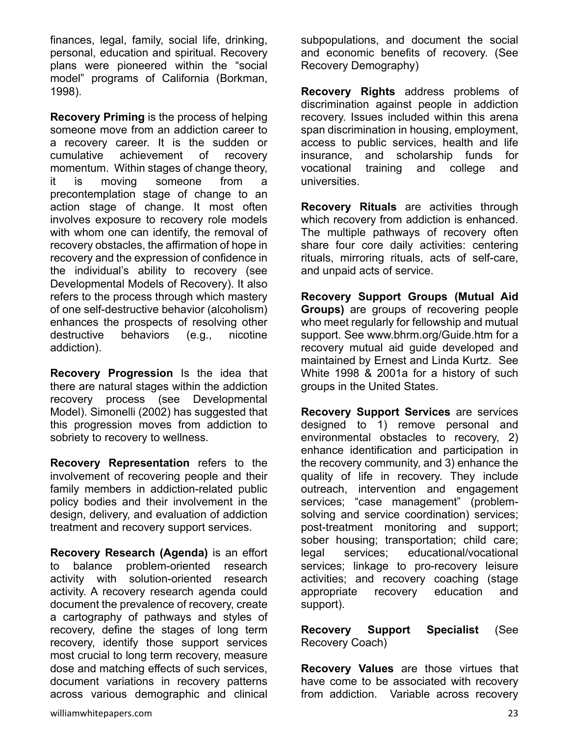finances, legal, family, social life, drinking, personal, education and spiritual. Recovery plans were pioneered within the "social model" programs of California (Borkman, 1998).

**Recovery Priming** is the process of helping someone move from an addiction career to a recovery career. It is the sudden or cumulative achievement of recovery momentum. Within stages of change theory, it is moving someone from a precontemplation stage of change to an action stage of change. It most often involves exposure to recovery role models with whom one can identify, the removal of recovery obstacles, the affirmation of hope in recovery and the expression of confidence in the individual's ability to recovery (see Developmental Models of Recovery). It also refers to the process through which mastery of one self-destructive behavior (alcoholism) enhances the prospects of resolving other destructive behaviors (e.g., nicotine addiction).

**Recovery Progression** Is the idea that there are natural stages within the addiction recovery process (see Developmental Model). Simonelli (2002) has suggested that this progression moves from addiction to sobriety to recovery to wellness.

**Recovery Representation** refers to the involvement of recovering people and their family members in addiction-related public policy bodies and their involvement in the design, delivery, and evaluation of addiction treatment and recovery support services.

**Recovery Research (Agenda)** is an effort to balance problem-oriented research activity with solution-oriented research activity. A recovery research agenda could document the prevalence of recovery, create a cartography of pathways and styles of recovery, define the stages of long term recovery, identify those support services most crucial to long term recovery, measure dose and matching effects of such services, document variations in recovery patterns across various demographic and clinical subpopulations, and document the social and economic benefits of recovery. (See Recovery Demography)

**Recovery Rights** address problems of discrimination against people in addiction recovery. Issues included within this arena span discrimination in housing, employment, access to public services, health and life insurance, and scholarship funds for vocational training and college and universities.

**Recovery Rituals** are activities through which recovery from addiction is enhanced. The multiple pathways of recovery often share four core daily activities: centering rituals, mirroring rituals, acts of self-care, and unpaid acts of service.

**Recovery Support Groups (Mutual Aid Groups)** are groups of recovering people who meet regularly for fellowship and mutual support. See www.bhrm.org/Guide.htm for a recovery mutual aid guide developed and maintained by Ernest and Linda Kurtz. See White 1998 & 2001a for a history of such groups in the United States.

**Recovery Support Services** are services designed to 1) remove personal and environmental obstacles to recovery, 2) enhance identification and participation in the recovery community, and 3) enhance the quality of life in recovery. They include outreach, intervention and engagement services; "case management" (problem-solving and service coordination) services; post-treatment monitoring and support; sober housing; transportation; child care; legal services; educational/vocational services; linkage to pro-recovery leisure activities; and recovery coaching (stage appropriate recovery education and support).

**Recovery Support Specialist** (See Recovery Coach)

**Recovery Values** are those virtues that have come to be associated with recovery from addiction. Variable across recovery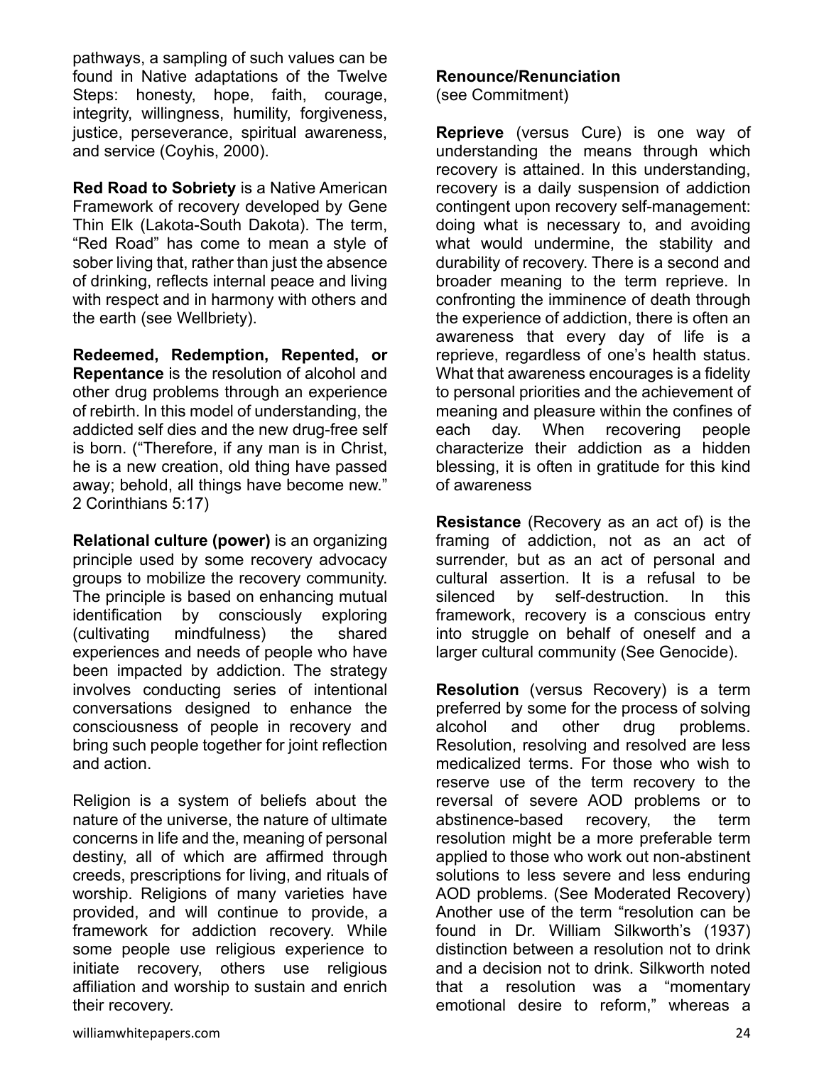pathways, a sampling of such values can be found in Native adaptations of the Twelve Steps: honesty, hope, faith, courage, integrity, willingness, humility, forgiveness, justice, perseverance, spiritual awareness, and service (Coyhis, 2000).

**Red Road to Sobriety** is a Native American Framework of recovery developed by Gene Thin Elk (Lakota-South Dakota). The term, "Red Road" has come to mean a style of sober living that, rather than just the absence of drinking, reflects internal peace and living with respect and in harmony with others and the earth (see Wellbriety).

**Redeemed, Redemption, Repented, or Repentance** is the resolution of alcohol and other drug problems through an experience of rebirth. In this model of understanding, the addicted self dies and the new drug-free self is born. ("Therefore, if any man is in Christ, he is a new creation, old thing have passed away; behold, all things have become new." 2 Corinthians 5:17)

**Relational culture (power)** is an organizing principle used by some recovery advocacy groups to mobilize the recovery community. The principle is based on enhancing mutual identification by consciously exploring (cultivating mindfulness) the shared experiences and needs of people who have been impacted by addiction. The strategy involves conducting series of intentional conversations designed to enhance the consciousness of people in recovery and bring such people together for joint reflection and action.

Religion is a system of beliefs about the nature of the universe, the nature of ultimate concerns in life and the, meaning of personal destiny, all of which are affirmed through creeds, prescriptions for living, and rituals of worship. Religions of many varieties have provided, and will continue to provide, a framework for addiction recovery. While some people use religious experience to initiate recovery, others use religious affiliation and worship to sustain and enrich their recovery.

**Renounce/Renunciation**
(see Commitment)

**Reprieve** (versus Cure) is one way of understanding the means through which recovery is attained. In this understanding, recovery is a daily suspension of addiction contingent upon recovery self-management: doing what is necessary to, and avoiding what would undermine, the stability and durability of recovery. There is a second and broader meaning to the term reprieve. In confronting the imminence of death through the experience of addiction, there is often an awareness that every day of life is a reprieve, regardless of one's health status. What that awareness encourages is a fidelity to personal priorities and the achievement of meaning and pleasure within the confines of each day. When recovering people characterize their addiction as a hidden blessing, it is often in gratitude for this kind of awareness

**Resistance** (Recovery as an act of) is the framing of addiction, not as an act of surrender, but as an act of personal and cultural assertion. It is a refusal to be silenced by self-destruction. In this framework, recovery is a conscious entry into struggle on behalf of oneself and a larger cultural community (See Genocide).

**Resolution** (versus Recovery) is a term preferred by some for the process of solving alcohol and other drug problems. Resolution, resolving and resolved are less medicalized terms. For those who wish to reserve use of the term recovery to the reversal of severe AOD problems or to abstinence-based recovery, the term resolution might be a more preferable term applied to those who work out non-abstinent solutions to less severe and less enduring AOD problems. (See Moderated Recovery) Another use of the term "resolution can be found in Dr. William Silkworth's (1937) distinction between a resolution not to drink and a decision not to drink. Silkworth noted that a resolution was a "momentary emotional desire to reform," whereas a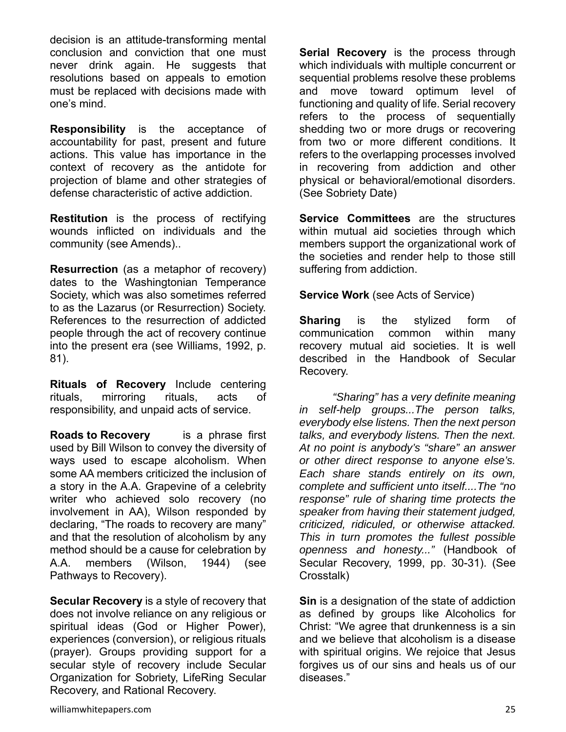decision is an attitude-transforming mental conclusion and conviction that one must never drink again. He suggests that resolutions based on appeals to emotion must be replaced with decisions made with one's mind.

**Responsibility** is the acceptance of accountability for past, present and future actions. This value has importance in the context of recovery as the antidote for projection of blame and other strategies of defense characteristic of active addiction.

**Restitution** is the process of rectifying wounds inflicted on individuals and the community (see Amends)..

**Resurrection** (as a metaphor of recovery) dates to the Washingtonian Temperance Society, which was also sometimes referred to as the Lazarus (or Resurrection) Society. References to the resurrection of addicted people through the act of recovery continue into the present era (see Williams, 1992, p. 81).

**Rituals of Recovery** Include centering rituals, mirroring rituals, acts of responsibility, and unpaid acts of service.

**Roads to Recovery** is a phrase first used by Bill Wilson to convey the diversity of ways used to escape alcoholism. When some AA members criticized the inclusion of a story in the A.A. Grapevine of a celebrity writer who achieved solo recovery (no involvement in AA), Wilson responded by declaring, "The roads to recovery are many" and that the resolution of alcoholism by any method should be a cause for celebration by A.A. members (Wilson, 1944) (see Pathways to Recovery).

**Secular Recovery** is a style of recovery that does not involve reliance on any religious or spiritual ideas (God or Higher Power), experiences (conversion), or religious rituals (prayer). Groups providing support for a secular style of recovery include Secular Organization for Sobriety, LifeRing Secular Recovery, and Rational Recovery.

**Serial Recovery** is the process through which individuals with multiple concurrent or sequential problems resolve these problems and move toward optimum level of functioning and quality of life. Serial recovery refers to the process of sequentially shedding two or more drugs or recovering from two or more different conditions. It refers to the overlapping processes involved in recovering from addiction and other physical or behavioral/emotional disorders. (See Sobriety Date)

**Service Committees** are the structures within mutual aid societies through which members support the organizational work of the societies and render help to those still suffering from addiction.

**Service Work** (see Acts of Service)

**Sharing** is the stylized form of communication common within many recovery mutual aid societies. It is well described in the Handbook of Secular Recovery.

*"Sharing" has a very definite meaning in self-help groups...The person talks, everybody else listens. Then the next person talks, and everybody listens. Then the next. At no point is anybody's "share" an answer or other direct response to anyone else's. Each share stands entirely on its own, complete and sufficient unto itself....The "no response" rule of sharing time protects the speaker from having their statement judged, criticized, ridiculed, or otherwise attacked. This in turn promotes the fullest possible openness and honesty..."* (Handbook of Secular Recovery, 1999, pp. 30-31). (See Crosstalk)

**Sin** is a designation of the state of addiction as defined by groups like Alcoholics for Christ: "We agree that drunkenness is a sin and we believe that alcoholism is a disease with spiritual origins. We rejoice that Jesus forgives us of our sins and heals us of our diseases."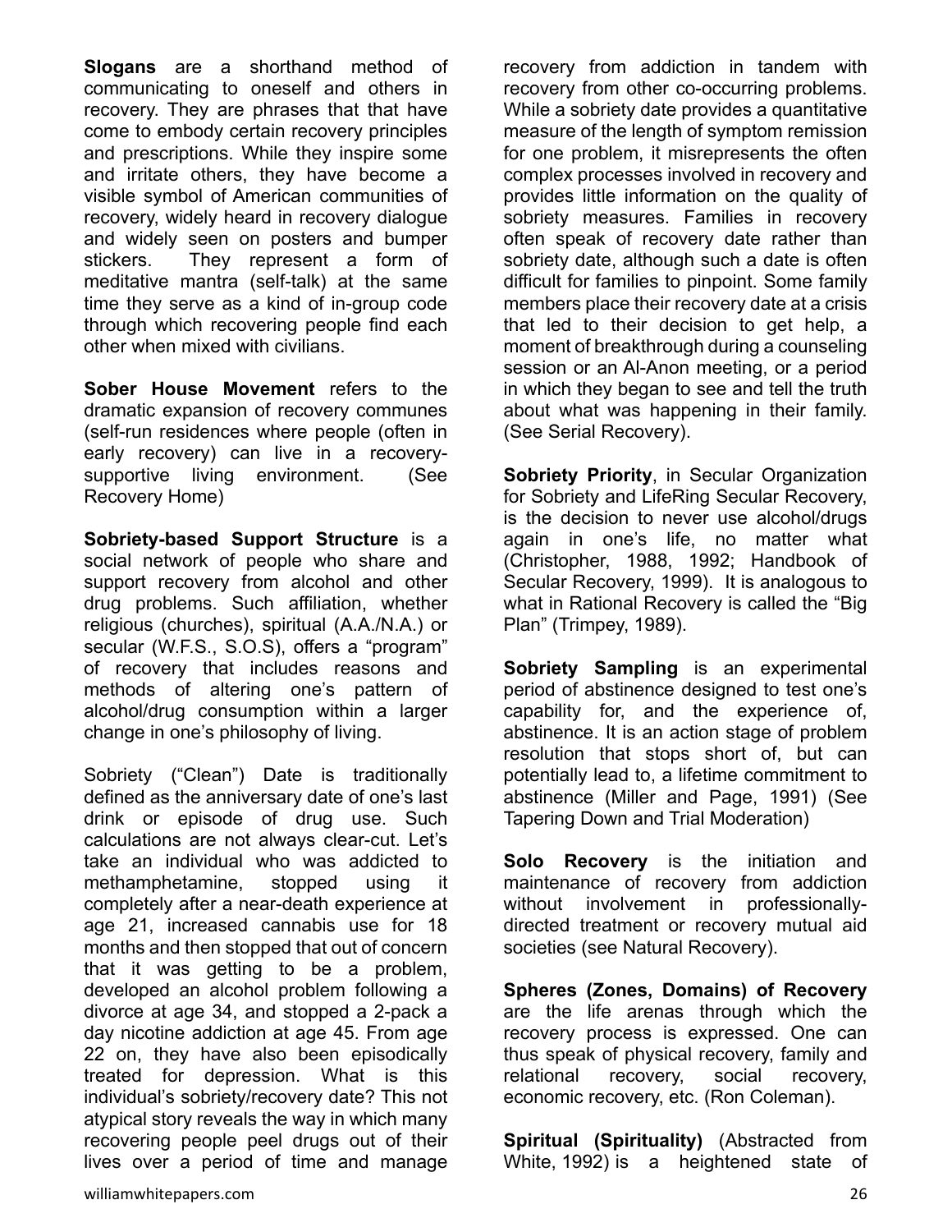**Slogans** are a shorthand method of communicating to oneself and others in recovery. They are phrases that that have come to embody certain recovery principles and prescriptions. While they inspire some and irritate others, they have become a visible symbol of American communities of recovery, widely heard in recovery dialogue and widely seen on posters and bumper stickers. They represent a form of meditative mantra (self-talk) at the same time they serve as a kind of in-group code through which recovering people find each other when mixed with civilians.

**Sober House Movement** refers to the dramatic expansion of recovery communes (self-run residences where people (often in early recovery) can live in a recovery-supportive living environment. (See Recovery Home)

**Sobriety-based Support Structure** is a social network of people who share and support recovery from alcohol and other drug problems. Such affiliation, whether religious (churches), spiritual (A.A./N.A.) or secular (W.F.S., S.O.S), offers a "program" of recovery that includes reasons and methods of altering one's pattern of alcohol/drug consumption within a larger change in one's philosophy of living.

Sobriety ("Clean") Date is traditionally defined as the anniversary date of one's last drink or episode of drug use. Such calculations are not always clear-cut. Let's take an individual who was addicted to methamphetamine, stopped using it completely after a near-death experience at age 21, increased cannabis use for 18 months and then stopped that out of concern that it was getting to be a problem, developed an alcohol problem following a divorce at age 34, and stopped a 2-pack a day nicotine addiction at age 45. From age 22 on, they have also been episodically treated for depression. What is this individual's sobriety/recovery date? This not atypical story reveals the way in which many recovering people peel drugs out of their lives over a period of time and manage recovery from addiction in tandem with recovery from other co-occurring problems. While a sobriety date provides a quantitative measure of the length of symptom remission for one problem, it misrepresents the often complex processes involved in recovery and provides little information on the quality of sobriety measures. Families in recovery often speak of recovery date rather than sobriety date, although such a date is often difficult for families to pinpoint. Some family members place their recovery date at a crisis that led to their decision to get help, a moment of breakthrough during a counseling session or an Al-Anon meeting, or a period in which they began to see and tell the truth about what was happening in their family. (See Serial Recovery).

**Sobriety Priority**, in Secular Organization for Sobriety and LifeRing Secular Recovery, is the decision to never use alcohol/drugs again in one's life, no matter what (Christopher, 1988, 1992; Handbook of Secular Recovery, 1999). It is analogous to what in Rational Recovery is called the "Big Plan" (Trimpey, 1989).

**Sobriety Sampling** is an experimental period of abstinence designed to test one's capability for, and the experience of, abstinence. It is an action stage of problem resolution that stops short of, but can potentially lead to, a lifetime commitment to abstinence (Miller and Page, 1991) (See Tapering Down and Trial Moderation)

**Solo Recovery** is the initiation and maintenance of recovery from addiction without involvement in professionally-directed treatment or recovery mutual aid societies (see Natural Recovery).

**Spheres (Zones, Domains) of Recovery** are the life arenas through which the recovery process is expressed. One can thus speak of physical recovery, family and relational recovery, social recovery, economic recovery, etc. (Ron Coleman).

**Spiritual (Spirituality)** (Abstracted from White, 1992) is a heightened state of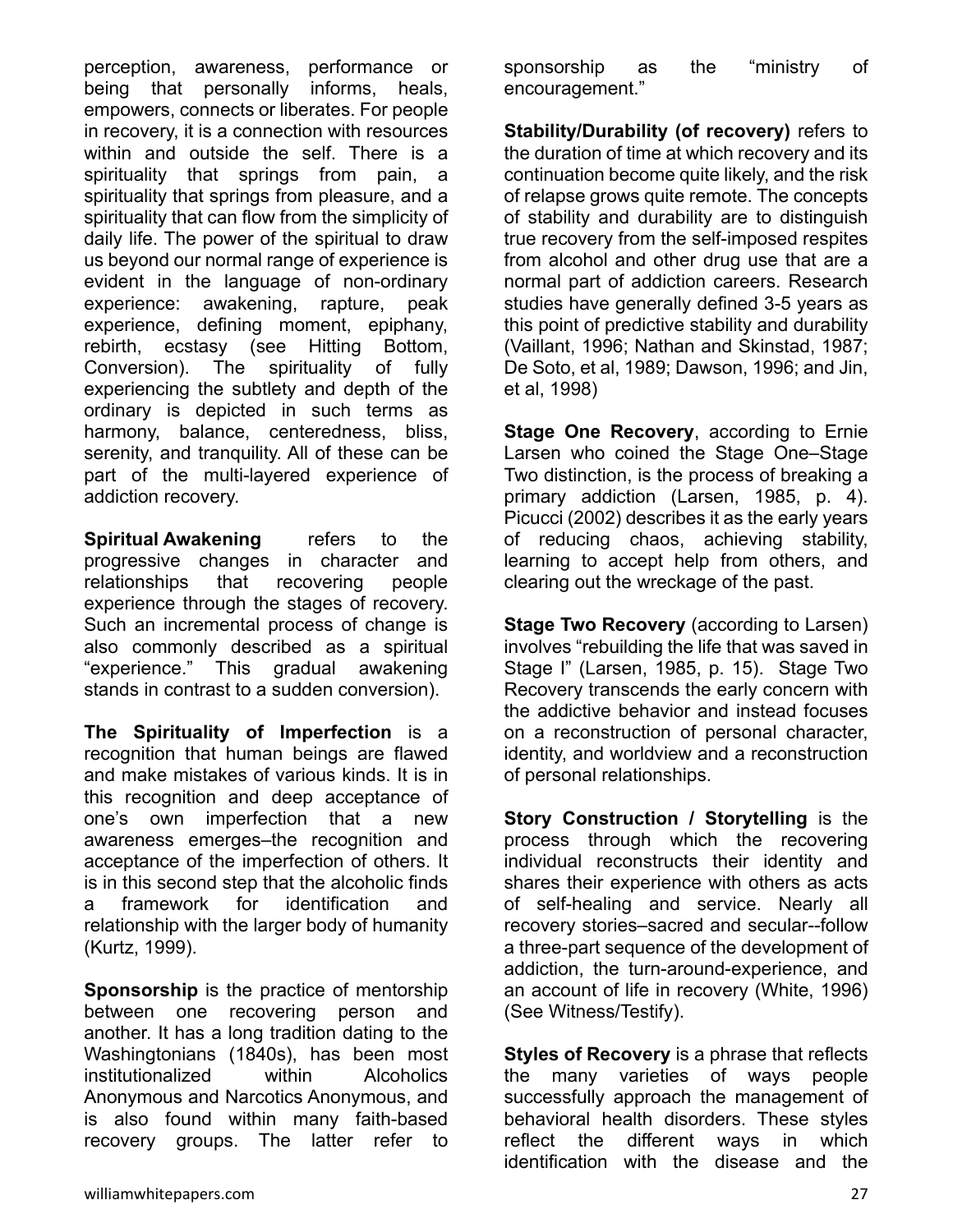perception, awareness, performance or being that personally informs, heals, empowers, connects or liberates. For people in recovery, it is a connection with resources within and outside the self. There is a spirituality that springs from pain, a spirituality that springs from pleasure, and a spirituality that can flow from the simplicity of daily life. The power of the spiritual to draw us beyond our normal range of experience is evident in the language of non-ordinary experience: awakening, rapture, peak experience, defining moment, epiphany, rebirth, ecstasy (see Hitting Bottom, Conversion). The spirituality of fully experiencing the subtlety and depth of the ordinary is depicted in such terms as harmony, balance, centeredness, bliss, serenity, and tranquility. All of these can be part of the multi-layered experience of addiction recovery.

**Spiritual Awakening** refers to the progressive changes in character and relationships that recovering people experience through the stages of recovery. Such an incremental process of change is also commonly described as a spiritual "experience." This gradual awakening stands in contrast to a sudden conversion).

**The Spirituality of Imperfection** is a recognition that human beings are flawed and make mistakes of various kinds. It is in this recognition and deep acceptance of one's own imperfection that a new awareness emerges–the recognition and acceptance of the imperfection of others. It is in this second step that the alcoholic finds a framework for identification and relationship with the larger body of humanity (Kurtz, 1999).

**Sponsorship** is the practice of mentorship between one recovering person and another. It has a long tradition dating to the Washingtonians (1840s), has been most institutionalized within Alcoholics Anonymous and Narcotics Anonymous, and is also found within many faith-based recovery groups. The latter refer to sponsorship as the "ministry of encouragement."

**Stability/Durability (of recovery)** refers to the duration of time at which recovery and its continuation become quite likely, and the risk of relapse grows quite remote. The concepts of stability and durability are to distinguish true recovery from the self-imposed respites from alcohol and other drug use that are a normal part of addiction careers. Research studies have generally defined 3-5 years as this point of predictive stability and durability (Vaillant, 1996; Nathan and Skinstad, 1987; De Soto, et al, 1989; Dawson, 1996; and Jin, et al, 1998)

**Stage One Recovery**, according to Ernie Larsen who coined the Stage One–Stage Two distinction, is the process of breaking a primary addiction (Larsen, 1985, p. 4). Picucci (2002) describes it as the early years of reducing chaos, achieving stability, learning to accept help from others, and clearing out the wreckage of the past.

**Stage Two Recovery** (according to Larsen) involves "rebuilding the life that was saved in Stage I" (Larsen, 1985, p. 15). Stage Two Recovery transcends the early concern with the addictive behavior and instead focuses on a reconstruction of personal character, identity, and worldview and a reconstruction of personal relationships.

**Story Construction / Storytelling** is the process through which the recovering individual reconstructs their identity and shares their experience with others as acts of self-healing and service. Nearly all recovery stories–sacred and secular--follow a three-part sequence of the development of addiction, the turn-around-experience, and an account of life in recovery (White, 1996) (See Witness/Testify).

**Styles of Recovery** is a phrase that reflects the many varieties of ways people successfully approach the management of behavioral health disorders. These styles reflect the different ways in which identification with the disease and the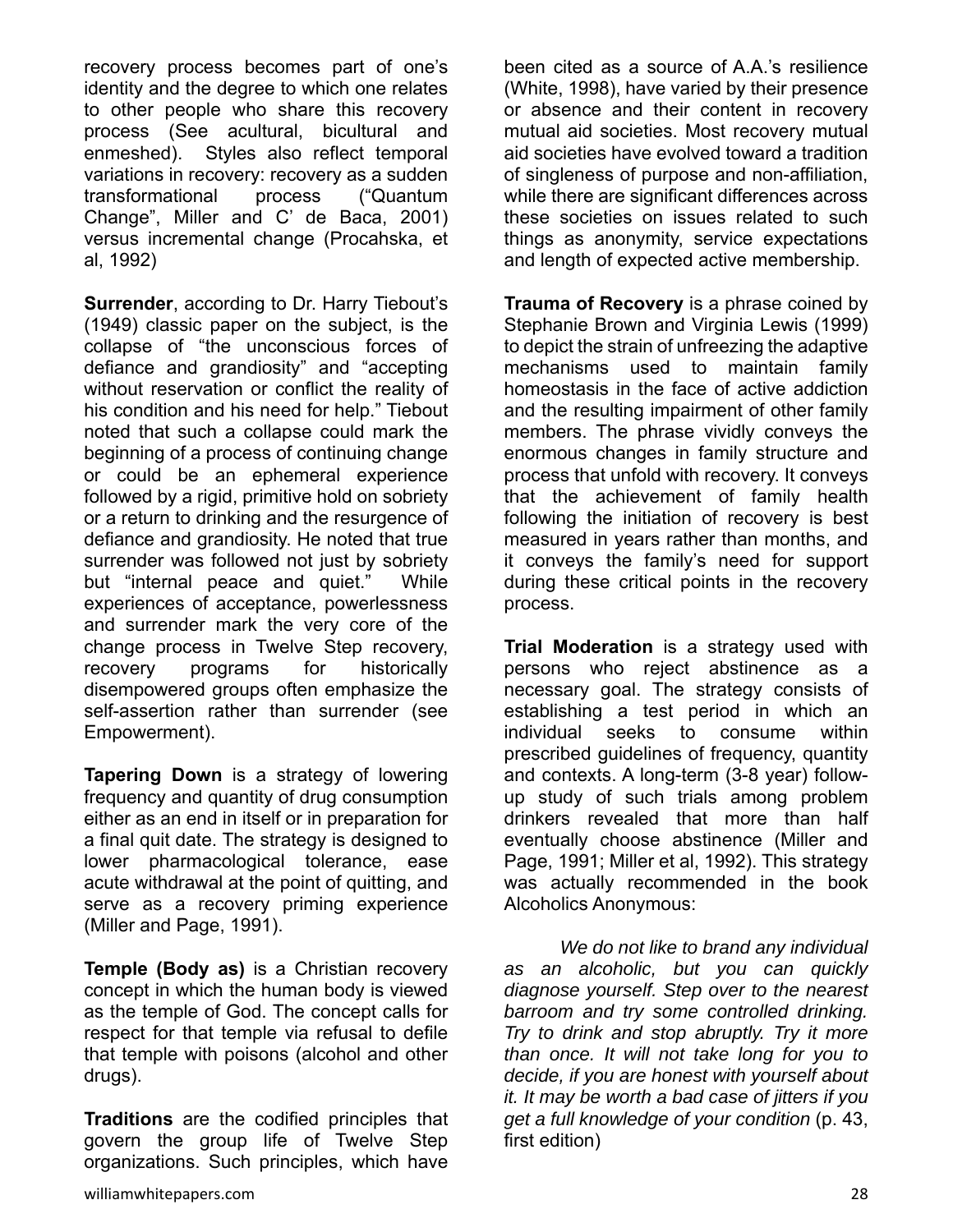recovery process becomes part of one's identity and the degree to which one relates to other people who share this recovery process (See acultural, bicultural and enmeshed). Styles also reflect temporal variations in recovery: recovery as a sudden transformational process ("Quantum Change", Miller and C' de Baca, 2001) versus incremental change (Procahska, et al, 1992)

**Surrender**, according to Dr. Harry Tiebout's (1949) classic paper on the subject, is the collapse of "the unconscious forces of defiance and grandiosity" and "accepting without reservation or conflict the reality of his condition and his need for help." Tiebout noted that such a collapse could mark the beginning of a process of continuing change or could be an ephemeral experience followed by a rigid, primitive hold on sobriety or a return to drinking and the resurgence of defiance and grandiosity. He noted that true surrender was followed not just by sobriety but "internal peace and quiet." While experiences of acceptance, powerlessness and surrender mark the very core of the change process in Twelve Step recovery, recovery programs for historically disempowered groups often emphasize the self-assertion rather than surrender (see Empowerment).

**Tapering Down** is a strategy of lowering frequency and quantity of drug consumption either as an end in itself or in preparation for a final quit date. The strategy is designed to lower pharmacological tolerance, ease acute withdrawal at the point of quitting, and serve as a recovery priming experience (Miller and Page, 1991).

**Temple (Body as)** is a Christian recovery concept in which the human body is viewed as the temple of God. The concept calls for respect for that temple via refusal to defile that temple with poisons (alcohol and other drugs).

**Traditions** are the codified principles that govern the group life of Twelve Step organizations. Such principles, which have been cited as a source of A.A.'s resilience (White, 1998), have varied by their presence or absence and their content in recovery mutual aid societies. Most recovery mutual aid societies have evolved toward a tradition of singleness of purpose and non-affiliation, while there are significant differences across these societies on issues related to such things as anonymity, service expectations and length of expected active membership.

**Trauma of Recovery** is a phrase coined by Stephanie Brown and Virginia Lewis (1999) to depict the strain of unfreezing the adaptive mechanisms used to maintain family homeostasis in the face of active addiction and the resulting impairment of other family members. The phrase vividly conveys the enormous changes in family structure and process that unfold with recovery. It conveys that the achievement of family health following the initiation of recovery is best measured in years rather than months, and it conveys the family's need for support during these critical points in the recovery process.

**Trial Moderation** is a strategy used with persons who reject abstinence as a necessary goal. The strategy consists of establishing a test period in which an individual seeks to consume within prescribed guidelines of frequency, quantity and contexts. A long-term (3-8 year) follow-up study of such trials among problem drinkers revealed that more than half eventually choose abstinence (Miller and Page, 1991; Miller et al, 1992). This strategy was actually recommended in the book Alcoholics Anonymous:

*We do not like to brand any individual as an alcoholic, but you can quickly diagnose yourself. Step over to the nearest barroom and try some controlled drinking. Try to drink and stop abruptly. Try it more than once. It will not take long for you to decide, if you are honest with yourself about it. It may be worth a bad case of jitters if you get a full knowledge of your condition* (p. 43, first edition)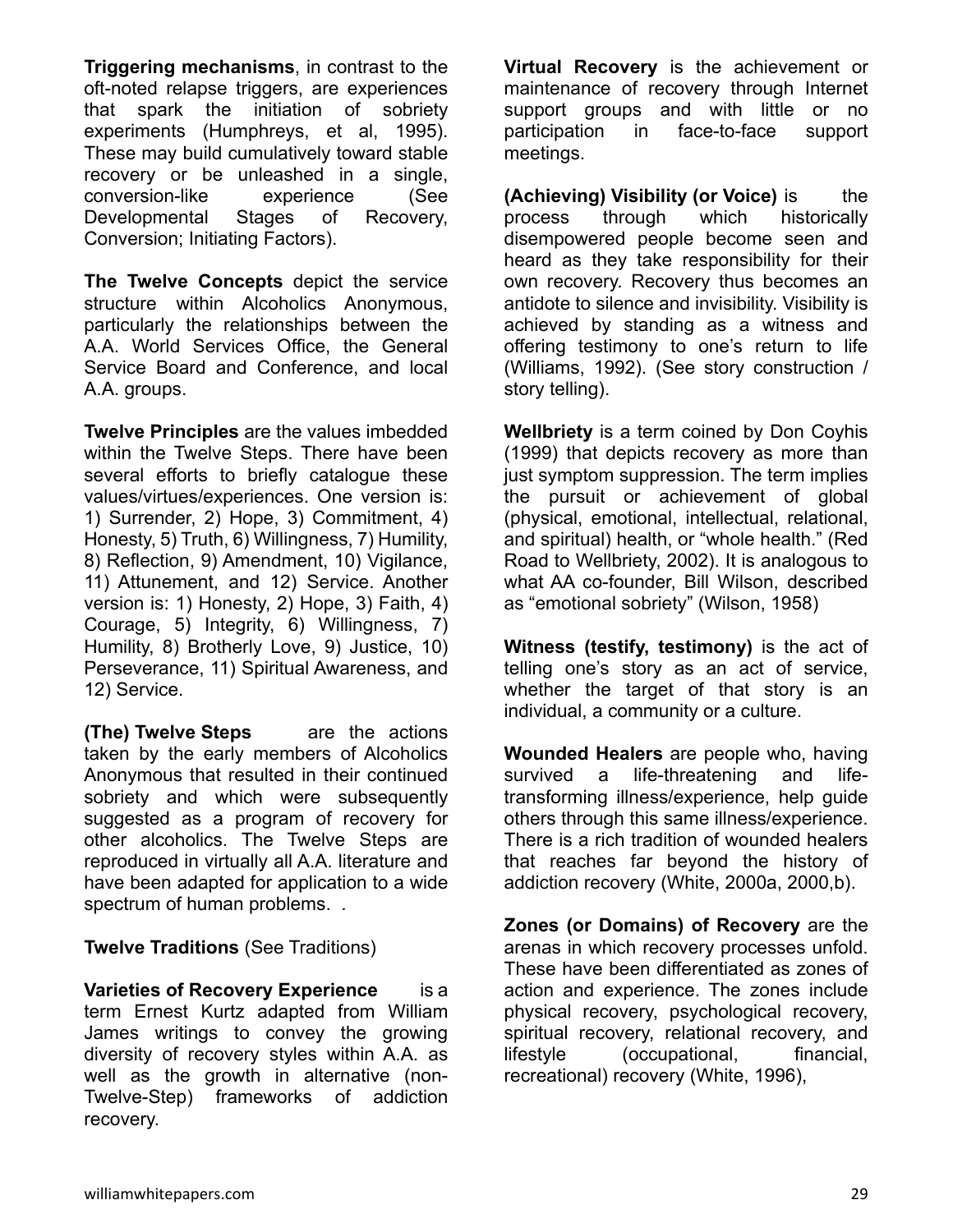**Triggering mechanisms**, in contrast to the oft-noted relapse triggers, are experiences that spark the initiation of sobriety experiments (Humphreys, et al, 1995). These may build cumulatively toward stable recovery or be unleashed in a single, conversion-like experience (See Developmental Stages of Recovery, Conversion; Initiating Factors).

**The Twelve Concepts** depict the service structure within Alcoholics Anonymous, particularly the relationships between the A.A. World Services Office, the General Service Board and Conference, and local A.A. groups.

**Twelve Principles** are the values imbedded within the Twelve Steps. There have been several efforts to briefly catalogue these values/virtues/experiences. One version is: 1) Surrender, 2) Hope, 3) Commitment, 4) Honesty, 5) Truth, 6) Willingness, 7) Humility, 8) Reflection, 9) Amendment, 10) Vigilance, 11) Attunement, and 12) Service. Another version is: 1) Honesty, 2) Hope, 3) Faith, 4) Courage, 5) Integrity, 6) Willingness, 7) Humility, 8) Brotherly Love, 9) Justice, 10) Perseverance, 11) Spiritual Awareness, and 12) Service.

**(The) Twelve Steps** are the actions taken by the early members of Alcoholics Anonymous that resulted in their continued sobriety and which were subsequently suggested as a program of recovery for other alcoholics. The Twelve Steps are reproduced in virtually all A.A. literature and have been adapted for application to a wide spectrum of human problems. .

**Twelve Traditions** (See Traditions)

**Varieties of Recovery Experience** is a term Ernest Kurtz adapted from William James writings to convey the growing diversity of recovery styles within A.A. as well as the growth in alternative (non-Twelve-Step) frameworks of addiction recovery.

**Virtual Recovery** is the achievement or maintenance of recovery through Internet support groups and with little or no participation in face-to-face support meetings.

**(Achieving) Visibility (or Voice)** is the process through which historically disempowered people become seen and heard as they take responsibility for their own recovery. Recovery thus becomes an antidote to silence and invisibility. Visibility is achieved by standing as a witness and offering testimony to one's return to life (Williams, 1992). (See story construction / story telling).

**Wellbriety** is a term coined by Don Coyhis (1999) that depicts recovery as more than just symptom suppression. The term implies the pursuit or achievement of global (physical, emotional, intellectual, relational, and spiritual) health, or "whole health." (Red Road to Wellbriety, 2002). It is analogous to what AA co-founder, Bill Wilson, described as "emotional sobriety" (Wilson, 1958)

**Witness (testify, testimony)** is the act of telling one's story as an act of service, whether the target of that story is an individual, a community or a culture.

**Wounded Healers** are people who, having survived a life-threatening and life-transforming illness/experience, help guide others through this same illness/experience. There is a rich tradition of wounded healers that reaches far beyond the history of addiction recovery (White, 2000a, 2000,b).

**Zones (or Domains) of Recovery** are the arenas in which recovery processes unfold. These have been differentiated as zones of action and experience. The zones include physical recovery, psychological recovery, spiritual recovery, relational recovery, and lifestyle (occupational, financial, recreational) recovery (White, 1996),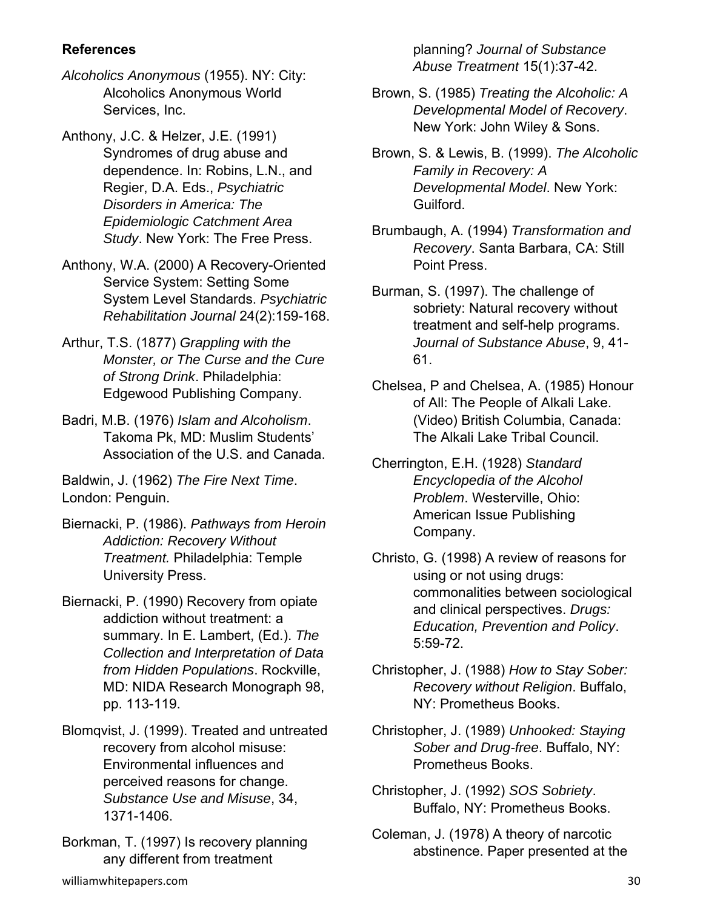**References**

*Alcoholics Anonymous* (1955). NY: City: Alcoholics Anonymous World Services, Inc.

Anthony, J.C. & Helzer, J.E. (1991) Syndromes of drug abuse and dependence. In: Robins, L.N., and Regier, D.A. Eds., *Psychiatric Disorders in America: The Epidemiologic Catchment Area Study*. New York: The Free Press.

Anthony, W.A. (2000) A Recovery-Oriented Service System: Setting Some System Level Standards. *Psychiatric Rehabilitation Journal* 24(2):159-168.

Arthur, T.S. (1877) *Grappling with the Monster, or The Curse and the Cure of Strong Drink*. Philadelphia: Edgewood Publishing Company.

Badri, M.B. (1976) *Islam and Alcoholism*. Takoma Pk, MD: Muslim Students' Association of the U.S. and Canada.

Baldwin, J. (1962) *The Fire Next Time*. London: Penguin.

Biernacki, P. (1986). *Pathways from Heroin Addiction: Recovery Without Treatment.* Philadelphia: Temple University Press.

Biernacki, P. (1990) Recovery from opiate addiction without treatment: a summary. In E. Lambert, (Ed.). *The Collection and Interpretation of Data from Hidden Populations*. Rockville, MD: NIDA Research Monograph 98, pp. 113-119.

Blomqvist, J. (1999). Treated and untreated recovery from alcohol misuse: Environmental influences and perceived reasons for change. *Substance Use and Misuse*, 34, 1371-1406.

Borkman, T. (1997) Is recovery planning any different from treatment planning? *Journal of Substance Abuse Treatment* 15(1):37-42.

Brown, S. (1985) *Treating the Alcoholic: A Developmental Model of Recovery*. New York: John Wiley & Sons.

Brown, S. & Lewis, B. (1999). *The Alcoholic Family in Recovery: A Developmental Model*. New York: Guilford.

Brumbaugh, A. (1994) *Transformation and Recovery*. Santa Barbara, CA: Still Point Press.

Burman, S. (1997). The challenge of sobriety: Natural recovery without treatment and self-help programs. *Journal of Substance Abuse*, 9, 41-61.

Chelsea, P and Chelsea, A. (1985) Honour of All: The People of Alkali Lake. (Video) British Columbia, Canada: The Alkali Lake Tribal Council.

Cherrington, E.H. (1928) *Standard Encyclopedia of the Alcohol Problem*. Westerville, Ohio: American Issue Publishing Company.

Christo, G. (1998) A review of reasons for using or not using drugs: commonalities between sociological and clinical perspectives. *Drugs: Education, Prevention and Policy*. 5:59-72.

Christopher, J. (1988) *How to Stay Sober: Recovery without Religion*. Buffalo, NY: Prometheus Books.

Christopher, J. (1989) *Unhooked: Staying Sober and Drug-free*. Buffalo, NY: Prometheus Books.

Christopher, J. (1992) *SOS Sobriety*. Buffalo, NY: Prometheus Books.

Coleman, J. (1978) A theory of narcotic abstinence. Paper presented at the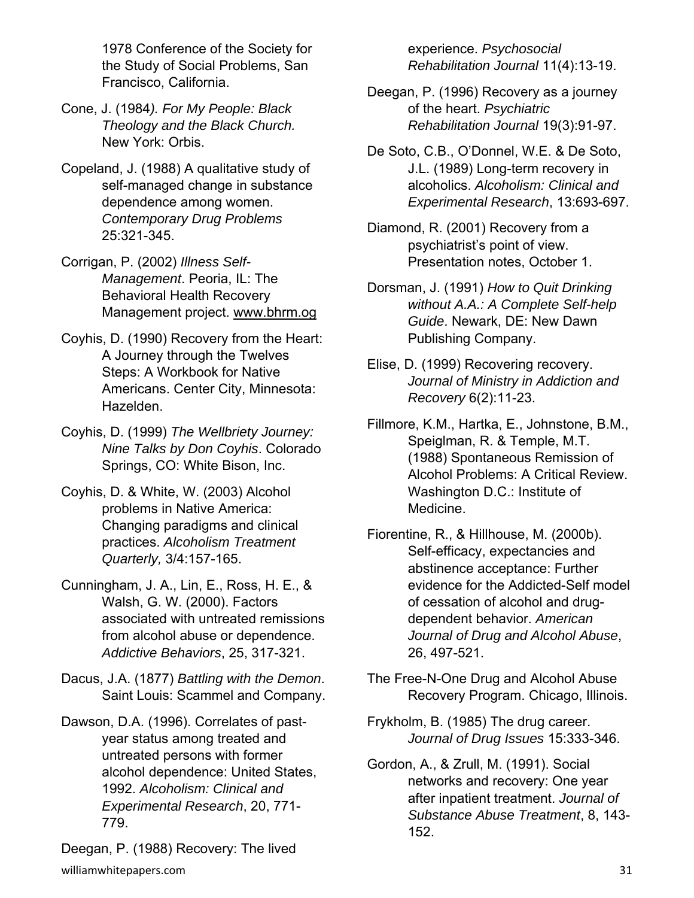1978 Conference of the Society for the Study of Social Problems, San Francisco, California.

Cone, J. (1984*). For My People: Black Theology and the Black Church.* New York: Orbis.

Copeland, J. (1988) A qualitative study of self-managed change in substance dependence among women. *Contemporary Drug Problems* 25:321-345.

Corrigan, P. (2002) *Illness Self-Management*. Peoria, IL: The Behavioral Health Recovery Management project. www.bhrm.og

Coyhis, D. (1990) Recovery from the Heart: A Journey through the Twelves Steps: A Workbook for Native Americans. Center City, Minnesota: Hazelden.

Coyhis, D. (1999) *The Wellbriety Journey: Nine Talks by Don Coyhis*. Colorado Springs, CO: White Bison, Inc.

Coyhis, D. & White, W. (2003) Alcohol problems in Native America: Changing paradigms and clinical practices. *Alcoholism Treatment Quarterly,* 3/4:157-165.

Cunningham, J. A., Lin, E., Ross, H. E., & Walsh, G. W. (2000). Factors associated with untreated remissions from alcohol abuse or dependence. *Addictive Behaviors*, 25, 317-321.

Dacus, J.A. (1877) *Battling with the Demon*. Saint Louis: Scammel and Company.

Dawson, D.A. (1996). Correlates of past-year status among treated and untreated persons with former alcohol dependence: United States, 1992. *Alcoholism: Clinical and Experimental Research*, 20, 771-779.

Deegan, P. (1988) Recovery: The lived experience. *Psychosocial Rehabilitation Journal* 11(4):13-19.

Deegan, P. (1996) Recovery as a journey of the heart. *Psychiatric Rehabilitation Journal* 19(3):91-97.

De Soto, C.B., O'Donnel, W.E. & De Soto, J.L. (1989) Long-term recovery in alcoholics. *Alcoholism: Clinical and Experimental Research*, 13:693-697.

Diamond, R. (2001) Recovery from a psychiatrist's point of view. Presentation notes, October 1.

Dorsman, J. (1991) *How to Quit Drinking without A.A.: A Complete Self-help Guide*. Newark, DE: New Dawn Publishing Company.

Elise, D. (1999) Recovering recovery. *Journal of Ministry in Addiction and Recovery* 6(2):11-23.

Fillmore, K.M., Hartka, E., Johnstone, B.M., Speiglman, R. & Temple, M.T. (1988) Spontaneous Remission of Alcohol Problems: A Critical Review. Washington D.C.: Institute of Medicine.

Fiorentine, R., & Hillhouse, M. (2000b). Self-efficacy, expectancies and abstinence acceptance: Further evidence for the Addicted-Self model of cessation of alcohol and drug-dependent behavior. *American Journal of Drug and Alcohol Abuse*, 26, 497-521.

The Free-N-One Drug and Alcohol Abuse Recovery Program. Chicago, Illinois.

Frykholm, B. (1985) The drug career. *Journal of Drug Issues* 15:333-346.

Gordon, A., & Zrull, M. (1991). Social networks and recovery: One year after inpatient treatment. *Journal of Substance Abuse Treatment*, 8, 143-152.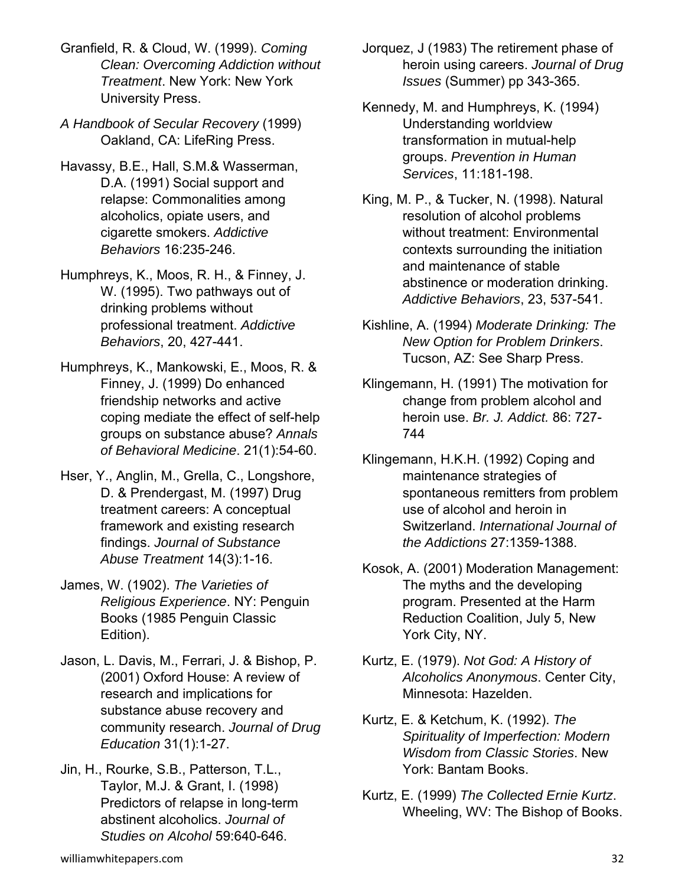Granfield, R. & Cloud, W. (1999). *Coming Clean: Overcoming Addiction without Treatment*. New York: New York University Press.

*A Handbook of Secular Recovery* (1999) Oakland, CA: LifeRing Press.

Havassy, B.E., Hall, S.M.& Wasserman, D.A. (1991) Social support and relapse: Commonalities among alcoholics, opiate users, and cigarette smokers. *Addictive Behaviors* 16:235-246.

Humphreys, K., Moos, R. H., & Finney, J. W. (1995). Two pathways out of drinking problems without professional treatment. *Addictive Behaviors*, 20, 427-441.

Humphreys, K., Mankowski, E., Moos, R. & Finney, J. (1999) Do enhanced friendship networks and active coping mediate the effect of self-help groups on substance abuse? *Annals of Behavioral Medicine*. 21(1):54-60.

Hser, Y., Anglin, M., Grella, C., Longshore, D. & Prendergast, M. (1997) Drug treatment careers: A conceptual framework and existing research findings. *Journal of Substance Abuse Treatment* 14(3):1-16.

James, W. (1902). *The Varieties of Religious Experience*. NY: Penguin Books (1985 Penguin Classic Edition).

Jason, L. Davis, M., Ferrari, J. & Bishop, P. (2001) Oxford House: A review of research and implications for substance abuse recovery and community research. *Journal of Drug Education* 31(1):1-27.

Jin, H., Rourke, S.B., Patterson, T.L., Taylor, M.J. & Grant, I. (1998) Predictors of relapse in long-term abstinent alcoholics. *Journal of Studies on Alcohol* 59:640-646.

Jorquez, J (1983) The retirement phase of heroin using careers. *Journal of Drug Issues* (Summer) pp 343-365.

Kennedy, M. and Humphreys, K. (1994) Understanding worldview transformation in mutual-help groups. *Prevention in Human Services*, 11:181-198.

King, M. P., & Tucker, N. (1998). Natural resolution of alcohol problems without treatment: Environmental contexts surrounding the initiation and maintenance of stable abstinence or moderation drinking. *Addictive Behaviors*, 23, 537-541.

Kishline, A. (1994) *Moderate Drinking: The New Option for Problem Drinkers*. Tucson, AZ: See Sharp Press.

Klingemann, H. (1991) The motivation for change from problem alcohol and heroin use. *Br. J. Addict.* 86: 727-744

Klingemann, H.K.H. (1992) Coping and maintenance strategies of spontaneous remitters from problem use of alcohol and heroin in Switzerland. *International Journal of the Addictions* 27:1359-1388.

Kosok, A. (2001) Moderation Management: The myths and the developing program. Presented at the Harm Reduction Coalition, July 5, New York City, NY.

Kurtz, E. (1979). *Not God: A History of Alcoholics Anonymous*. Center City, Minnesota: Hazelden.

Kurtz, E. & Ketchum, K. (1992). *The Spirituality of Imperfection: Modern Wisdom from Classic Stories*. New York: Bantam Books.

Kurtz, E. (1999) *The Collected Ernie Kurtz*. Wheeling, WV: The Bishop of Books.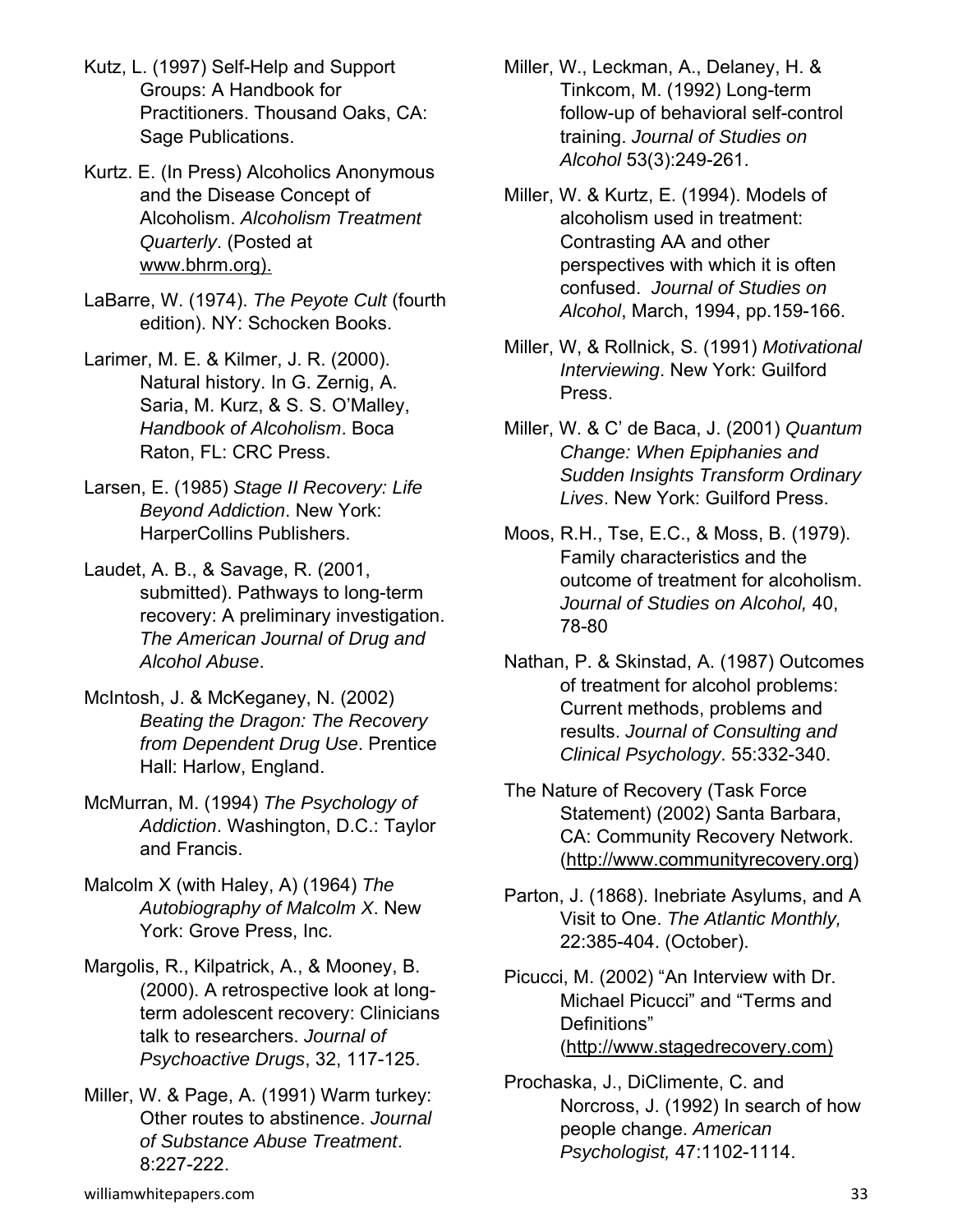Kutz, L. (1997) Self-Help and Support Groups: A Handbook for Practitioners. Thousand Oaks, CA: Sage Publications.

Kurtz. E. (In Press) Alcoholics Anonymous and the Disease Concept of Alcoholism. *Alcoholism Treatment Quarterly*. (Posted at www.bhrm.org).

LaBarre, W. (1974). *The Peyote Cult* (fourth edition). NY: Schocken Books.

Larimer, M. E. & Kilmer, J. R. (2000). Natural history. In G. Zernig, A. Saria, M. Kurz, & S. S. O'Malley, *Handbook of Alcoholism*. Boca Raton, FL: CRC Press.

Larsen, E. (1985) *Stage II Recovery: Life Beyond Addiction*. New York: HarperCollins Publishers.

Laudet, A. B., & Savage, R. (2001, submitted). Pathways to long-term recovery: A preliminary investigation. *The American Journal of Drug and Alcohol Abuse*.

McIntosh, J. & McKeganey, N. (2002) *Beating the Dragon: The Recovery from Dependent Drug Use*. Prentice Hall: Harlow, England.

McMurran, M. (1994) *The Psychology of Addiction*. Washington, D.C.: Taylor and Francis.

Malcolm X (with Haley, A) (1964) *The Autobiography of Malcolm X*. New York: Grove Press, Inc.

Margolis, R., Kilpatrick, A., & Mooney, B. (2000). A retrospective look at long-term adolescent recovery: Clinicians talk to researchers. *Journal of Psychoactive Drugs*, 32, 117-125.

Miller, W. & Page, A. (1991) Warm turkey: Other routes to abstinence. *Journal of Substance Abuse Treatment*. 8:227-222.

Miller, W., Leckman, A., Delaney, H. & Tinkcom, M. (1992) Long-term follow-up of behavioral self-control training. *Journal of Studies on Alcohol* 53(3):249-261.

Miller, W. & Kurtz, E. (1994). Models of alcoholism used in treatment: Contrasting AA and other perspectives with which it is often confused. *Journal of Studies on Alcohol*, March, 1994, pp.159-166.

Miller, W, & Rollnick, S. (1991) *Motivational Interviewing*. New York: Guilford Press.

Miller, W. & C' de Baca, J. (2001) *Quantum Change: When Epiphanies and Sudden Insights Transform Ordinary Lives*. New York: Guilford Press.

Moos, R.H., Tse, E.C., & Moss, B. (1979). Family characteristics and the outcome of treatment for alcoholism. *Journal of Studies on Alcohol,* 40, 78-80

Nathan, P. & Skinstad, A. (1987) Outcomes of treatment for alcohol problems: Current methods, problems and results. *Journal of Consulting and Clinical Psychology*. 55:332-340.

The Nature of Recovery (Task Force Statement) (2002) Santa Barbara, CA: Community Recovery Network. (http://www.communityrecovery.org)

Parton, J. (1868). Inebriate Asylums, and A Visit to One. *The Atlantic Monthly,* 22:385-404. (October).

Picucci, M. (2002) "An Interview with Dr. Michael Picucci" and "Terms and Definitions" (http://www.stagedrecovery.com)

Prochaska, J., DiClimente, C. and Norcross, J. (1992) In search of how people change. *American Psychologist,* 47:1102-1114.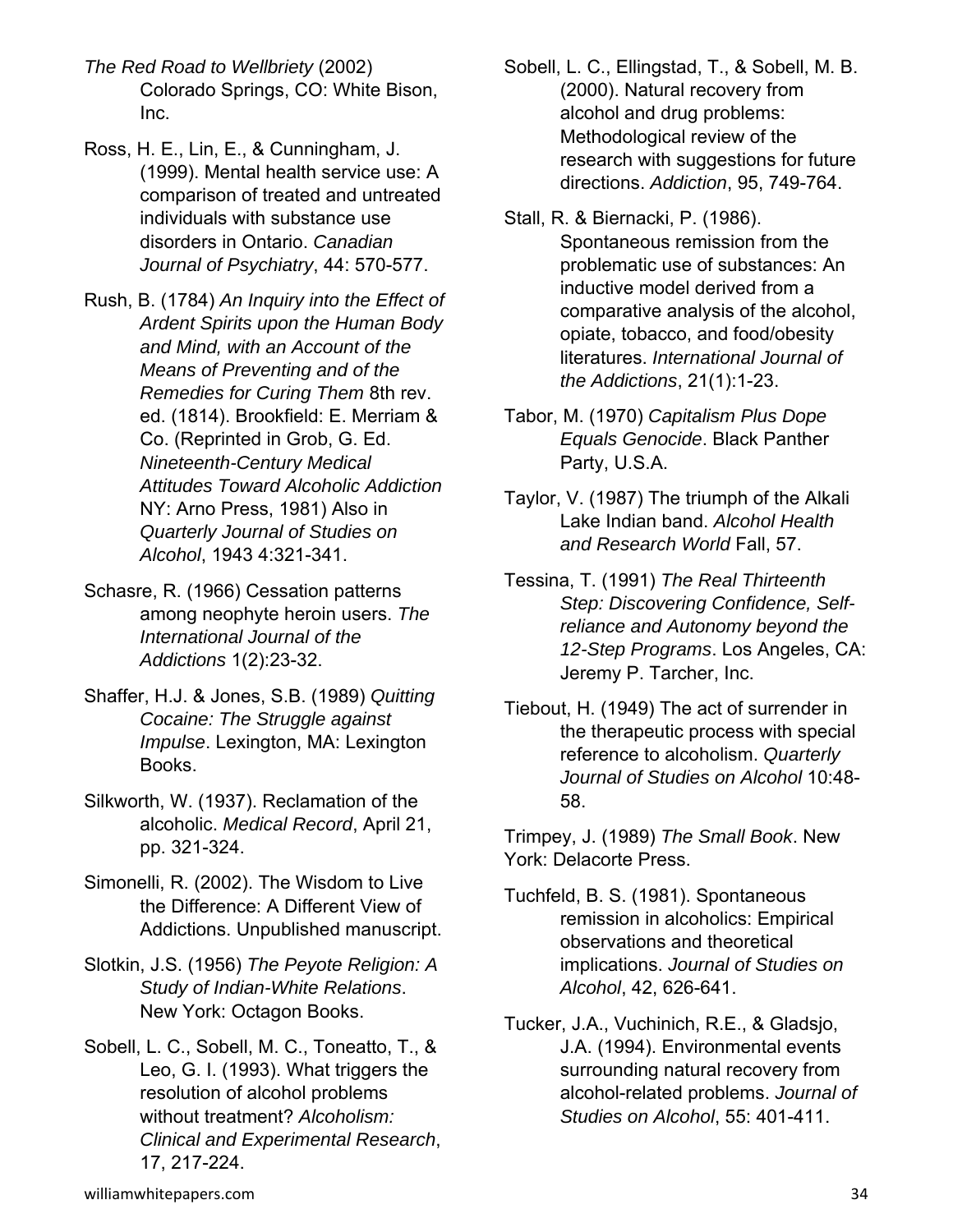*The Red Road to Wellbriety* (2002) Colorado Springs, CO: White Bison, Inc.

Ross, H. E., Lin, E., & Cunningham, J. (1999). Mental health service use: A comparison of treated and untreated individuals with substance use disorders in Ontario. *Canadian Journal of Psychiatry*, 44: 570-577.

Rush, B. (1784) *An Inquiry into the Effect of Ardent Spirits upon the Human Body and Mind, with an Account of the Means of Preventing and of the Remedies for Curing Them* 8th rev. ed. (1814). Brookfield: E. Merriam & Co. (Reprinted in Grob, G. Ed. *Nineteenth-Century Medical Attitudes Toward Alcoholic Addiction* NY: Arno Press, 1981) Also in *Quarterly Journal of Studies on Alcohol*, 1943 4:321-341.

Schasre, R. (1966) Cessation patterns among neophyte heroin users. *The International Journal of the Addictions* 1(2):23-32.

Shaffer, H.J. & Jones, S.B. (1989) *Quitting Cocaine: The Struggle against Impulse*. Lexington, MA: Lexington Books.

Silkworth, W. (1937). Reclamation of the alcoholic. *Medical Record*, April 21, pp. 321-324.

Simonelli, R. (2002). The Wisdom to Live the Difference: A Different View of Addictions. Unpublished manuscript.

Slotkin, J.S. (1956) *The Peyote Religion: A Study of Indian-White Relations*. New York: Octagon Books.

Sobell, L. C., Sobell, M. C., Toneatto, T., & Leo, G. I. (1993). What triggers the resolution of alcohol problems without treatment? *Alcoholism: Clinical and Experimental Research*, 17, 217-224.

Sobell, L. C., Ellingstad, T., & Sobell, M. B. (2000). Natural recovery from alcohol and drug problems: Methodological review of the research with suggestions for future directions. *Addiction*, 95, 749-764.

Stall, R. & Biernacki, P. (1986). Spontaneous remission from the problematic use of substances: An inductive model derived from a comparative analysis of the alcohol, opiate, tobacco, and food/obesity literatures. *International Journal of the Addictions*, 21(1):1-23.

Tabor, M. (1970) *Capitalism Plus Dope Equals Genocide*. Black Panther Party, U.S.A.

Taylor, V. (1987) The triumph of the Alkali Lake Indian band. *Alcohol Health and Research World* Fall, 57.

Tessina, T. (1991) *The Real Thirteenth Step: Discovering Confidence, Self-reliance and Autonomy beyond the 12-Step Programs*. Los Angeles, CA: Jeremy P. Tarcher, Inc.

Tiebout, H. (1949) The act of surrender in the therapeutic process with special reference to alcoholism. *Quarterly Journal of Studies on Alcohol* 10:48-58.

Trimpey, J. (1989) *The Small Book*. New York: Delacorte Press.

Tuchfeld, B. S. (1981). Spontaneous remission in alcoholics: Empirical observations and theoretical implications. *Journal of Studies on Alcohol*, 42, 626-641.

Tucker, J.A., Vuchinich, R.E., & Gladsjo, J.A. (1994). Environmental events surrounding natural recovery from alcohol-related problems. *Journal of Studies on Alcohol*, 55: 401-411.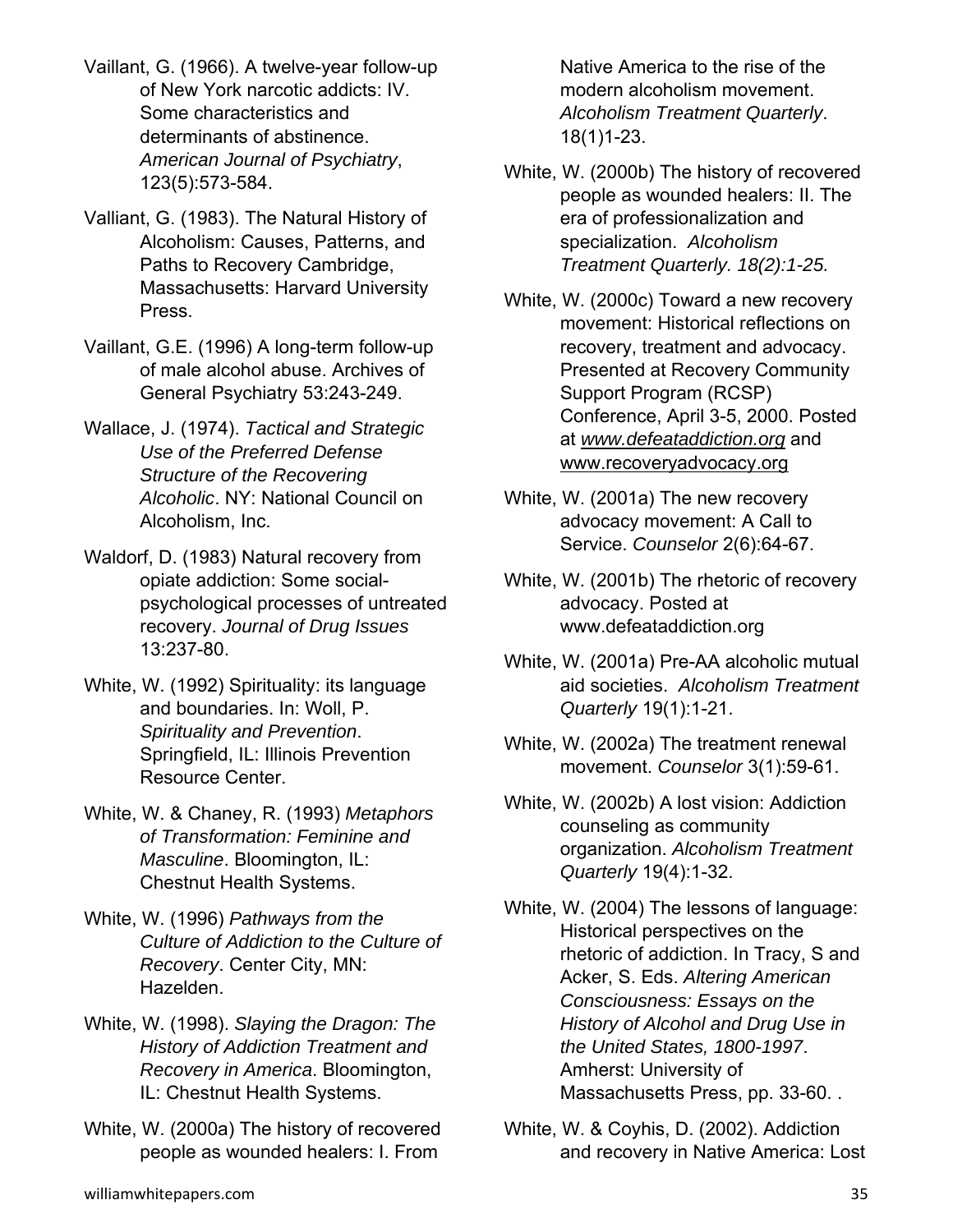Vaillant, G. (1966). A twelve-year follow-up of New York narcotic addicts: IV. Some characteristics and determinants of abstinence. *American Journal of Psychiatry*, 123(5):573-584.

Valliant, G. (1983). The Natural History of Alcoholism: Causes, Patterns, and Paths to Recovery Cambridge, Massachusetts: Harvard University Press.

Vaillant, G.E. (1996) A long-term follow-up of male alcohol abuse. Archives of General Psychiatry 53:243-249.

Wallace, J. (1974). *Tactical and Strategic Use of the Preferred Defense Structure of the Recovering Alcoholic*. NY: National Council on Alcoholism, Inc.

Waldorf, D. (1983) Natural recovery from opiate addiction: Some social-psychological processes of untreated recovery. *Journal of Drug Issues* 13:237-80.

White, W. (1992) Spirituality: its language and boundaries. In: Woll, P. *Spirituality and Prevention*. Springfield, IL: Illinois Prevention Resource Center.

White, W. & Chaney, R. (1993) *Metaphors of Transformation: Feminine and Masculine*. Bloomington, IL: Chestnut Health Systems.

White, W. (1996) *Pathways from the Culture of Addiction to the Culture of Recovery*. Center City, MN: Hazelden.

White, W. (1998). *Slaying the Dragon: The History of Addiction Treatment and Recovery in America*. Bloomington, IL: Chestnut Health Systems.

White, W. (2000a) The history of recovered people as wounded healers: I. From Native America to the rise of the modern alcoholism movement. *Alcoholism Treatment Quarterly*. 18(1)1-23.

White, W. (2000b) The history of recovered people as wounded healers: II. The era of professionalization and specialization. *Alcoholism Treatment Quarterly. 18(2):1-25.*

White, W. (2000c) Toward a new recovery movement: Historical reflections on recovery, treatment and advocacy. Presented at Recovery Community Support Program (RCSP) Conference, April 3-5, 2000. Posted at *www.defeataddiction.org* and www.recoveryadvocacy.org

White, W. (2001a) The new recovery advocacy movement: A Call to Service. *Counselor* 2(6):64-67.

White, W. (2001b) The rhetoric of recovery advocacy. Posted at www.defeataddiction.org

White, W. (2001a) Pre-AA alcoholic mutual aid societies. *Alcoholism Treatment Quarterly* 19(1):1-21.

White, W. (2002a) The treatment renewal movement. *Counselor* 3(1):59-61.

White, W. (2002b) A lost vision: Addiction counseling as community organization. *Alcoholism Treatment Quarterly* 19(4):1-32.

White, W. (2004) The lessons of language: Historical perspectives on the rhetoric of addiction. In Tracy, S and Acker, S. Eds. *Altering American Consciousness: Essays on the History of Alcohol and Drug Use in the United States, 1800-1997*. Amherst: University of Massachusetts Press, pp. 33-60. .

White, W. & Coyhis, D. (2002). Addiction and recovery in Native America: Lost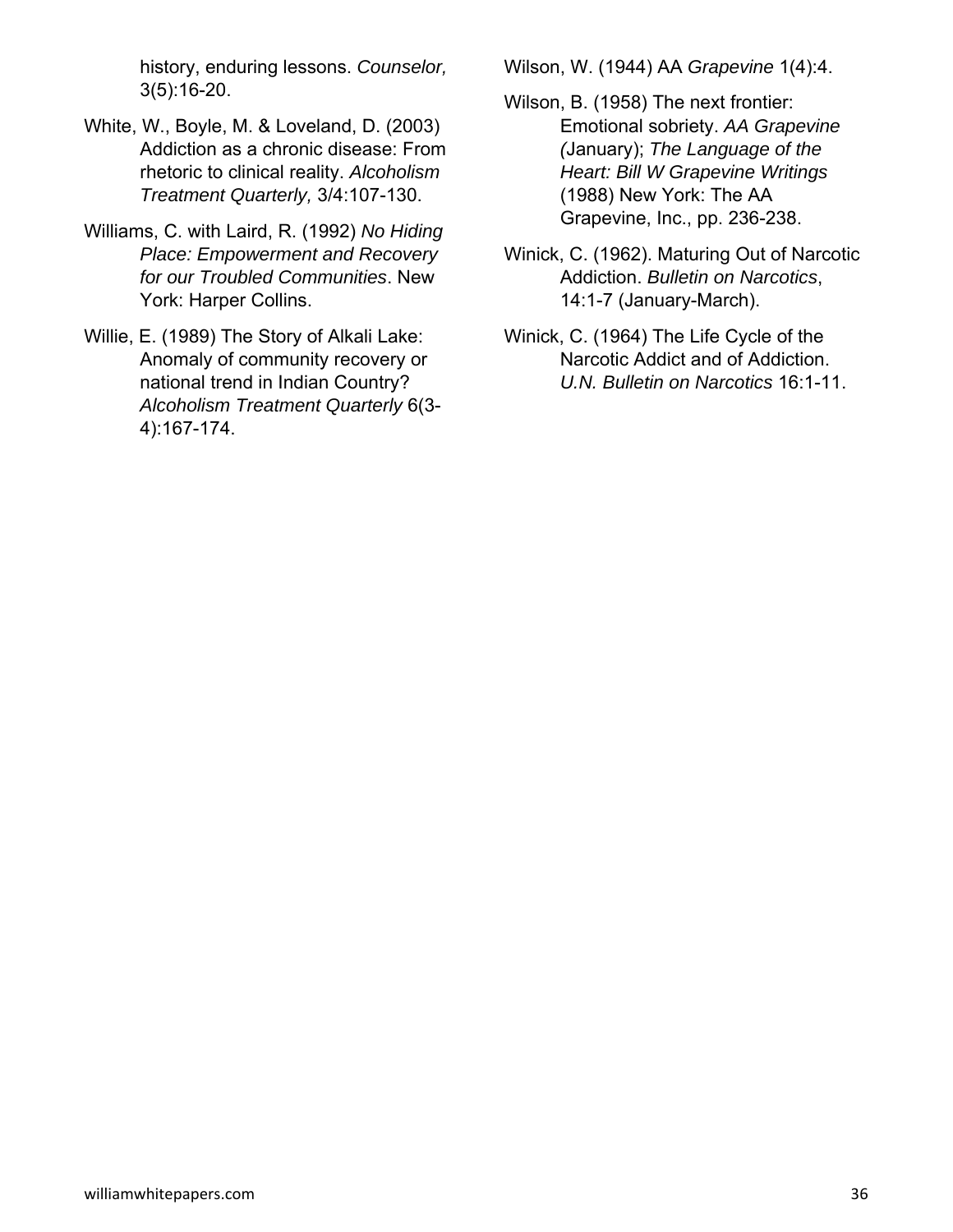history, enduring lessons. *Counselor,* 3(5):16-20.

White, W., Boyle, M. & Loveland, D. (2003) Addiction as a chronic disease: From rhetoric to clinical reality. *Alcoholism Treatment Quarterly,* 3/4:107-130.

Williams, C. with Laird, R. (1992) *No Hiding Place: Empowerment and Recovery for our Troubled Communities*. New York: Harper Collins.

Willie, E. (1989) The Story of Alkali Lake: Anomaly of community recovery or national trend in Indian Country? *Alcoholism Treatment Quarterly* 6(3-4):167-174.

Wilson, W. (1944) AA *Grapevine* 1(4):4.

Wilson, B. (1958) The next frontier: Emotional sobriety. *AA Grapevine (*January); *The Language of the Heart: Bill W Grapevine Writings* (1988) New York: The AA Grapevine, Inc., pp. 236-238.

Winick, C. (1962). Maturing Out of Narcotic Addiction. *Bulletin on Narcotics*, 14:1-7 (January-March).

Winick, C. (1964) The Life Cycle of the Narcotic Addict and of Addiction. *U.N. Bulletin on Narcotics* 16:1-11.